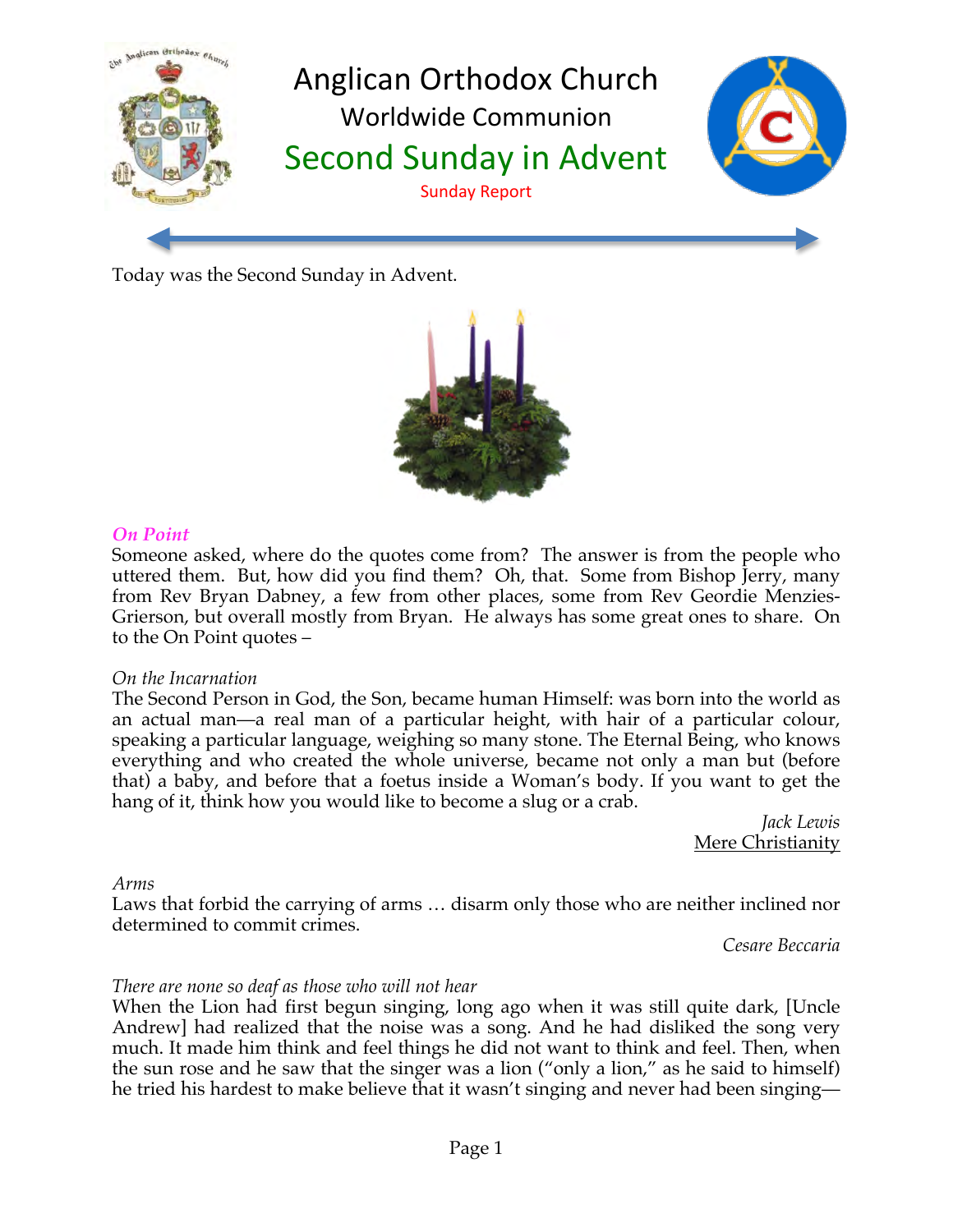# Anglican Orthodox Church

## Worldwide Communion

## Second Sunday in Advent

Sunday Report

Today was the Second Sunday in Advent.

***On Point***

Someone asked, where do the quotes come from? The answer is from the people who uttered them. But, how did you find them? Oh, that. Some from Bishop Jerry, many from Rev Bryan Dabney, a few from other places, some from Rev Geordie Menzies-Grierson, but overall mostly from Bryan. He always has some great ones to share. On to the On Point quotes –

*On the Incarnation*

The Second Person in God, the Son, became human Himself: was born into the world as an actual man—a real man of a particular height, with hair of a particular colour, speaking a particular language, weighing so many stone. The Eternal Being, who knows everything and who created the whole universe, became not only a man but (before that) a baby, and before that a foetus inside a Woman's body. If you want to get the hang of it, think how you would like to become a slug or a crab.

*Jack Lewis*
Mere Christianity

*Arms*

Laws that forbid the carrying of arms … disarm only those who are neither inclined nor determined to commit crimes.

*Cesare Beccaria*

*There are none so deaf as those who will not hear*

When the Lion had first begun singing, long ago when it was still quite dark, [Uncle Andrew] had realized that the noise was a song. And he had disliked the song very much. It made him think and feel things he did not want to think and feel. Then, when the sun rose and he saw that the singer was a lion ("only a lion," as he said to himself) he tried his hardest to make believe that it wasn't singing and never had been singing—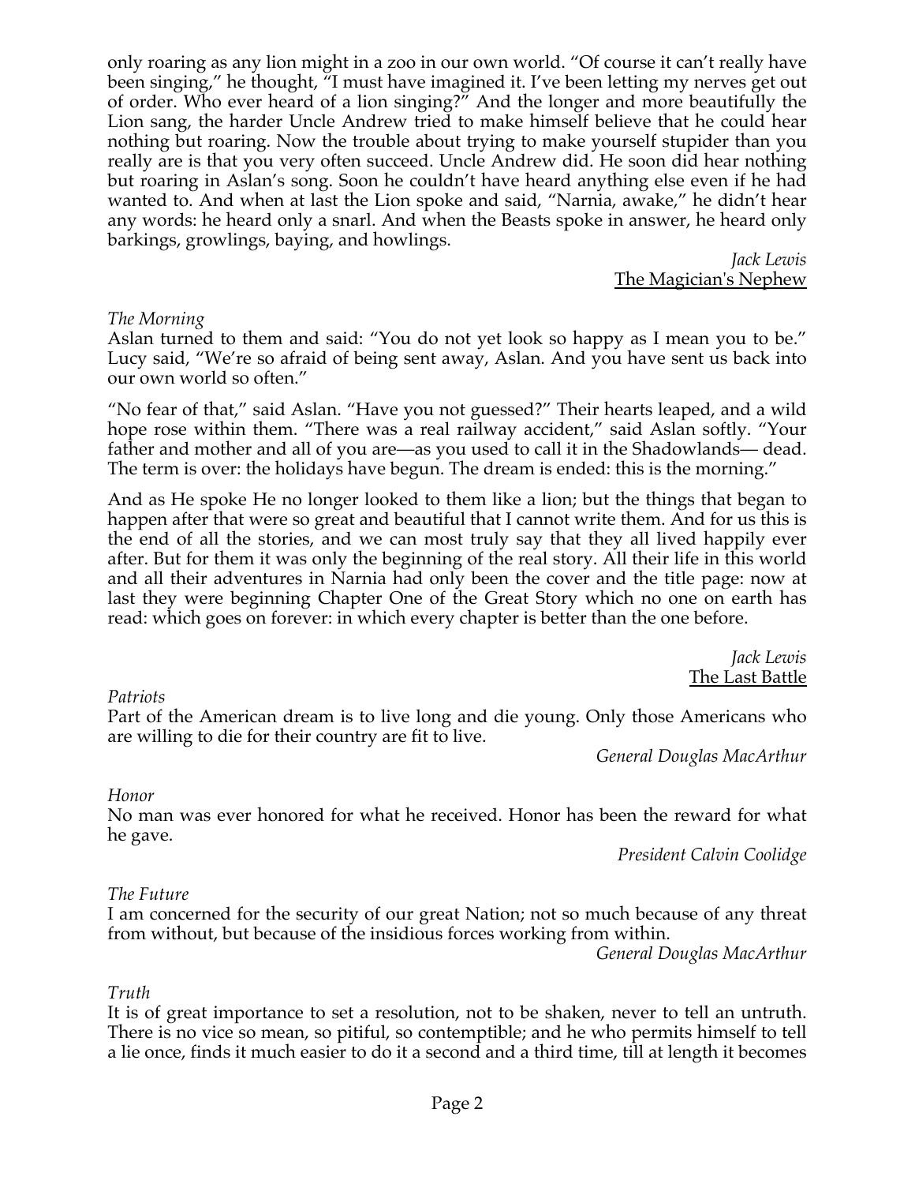only roaring as any lion might in a zoo in our own world. "Of course it can't really have been singing," he thought, "I must have imagined it. I've been letting my nerves get out of order. Who ever heard of a lion singing?" And the longer and more beautifully the Lion sang, the harder Uncle Andrew tried to make himself believe that he could hear nothing but roaring. Now the trouble about trying to make yourself stupider than you really are is that you very often succeed. Uncle Andrew did. He soon did hear nothing but roaring in Aslan's song. Soon he couldn't have heard anything else even if he had wanted to. And when at last the Lion spoke and said, "Narnia, awake," he didn't hear any words: he heard only a snarl. And when the Beasts spoke in answer, he heard only barkings, growlings, baying, and howlings.

*Jack Lewis*
The Magician's Nephew

*The Morning*
Aslan turned to them and said: "You do not yet look so happy as I mean you to be." Lucy said, "We're so afraid of being sent away, Aslan. And you have sent us back into our own world so often."

"No fear of that," said Aslan. "Have you not guessed?" Their hearts leaped, and a wild hope rose within them. "There was a real railway accident," said Aslan softly. "Your father and mother and all of you are—as you used to call it in the Shadowlands— dead. The term is over: the holidays have begun. The dream is ended: this is the morning."

And as He spoke He no longer looked to them like a lion; but the things that began to happen after that were so great and beautiful that I cannot write them. And for us this is the end of all the stories, and we can most truly say that they all lived happily ever after. But for them it was only the beginning of the real story. All their life in this world and all their adventures in Narnia had only been the cover and the title page: now at last they were beginning Chapter One of the Great Story which no one on earth has read: which goes on forever: in which every chapter is better than the one before.

*Jack Lewis*
The Last Battle

*Patriots*
Part of the American dream is to live long and die young. Only those Americans who are willing to die for their country are fit to live.

*General Douglas MacArthur*

*Honor*
No man was ever honored for what he received. Honor has been the reward for what he gave.

*President Calvin Coolidge*

*The Future*
I am concerned for the security of our great Nation; not so much because of any threat from without, but because of the insidious forces working from within.

*General Douglas MacArthur*

*Truth*
It is of great importance to set a resolution, not to be shaken, never to tell an untruth. There is no vice so mean, so pitiful, so contemptible; and he who permits himself to tell a lie once, finds it much easier to do it a second and a third time, till at length it becomes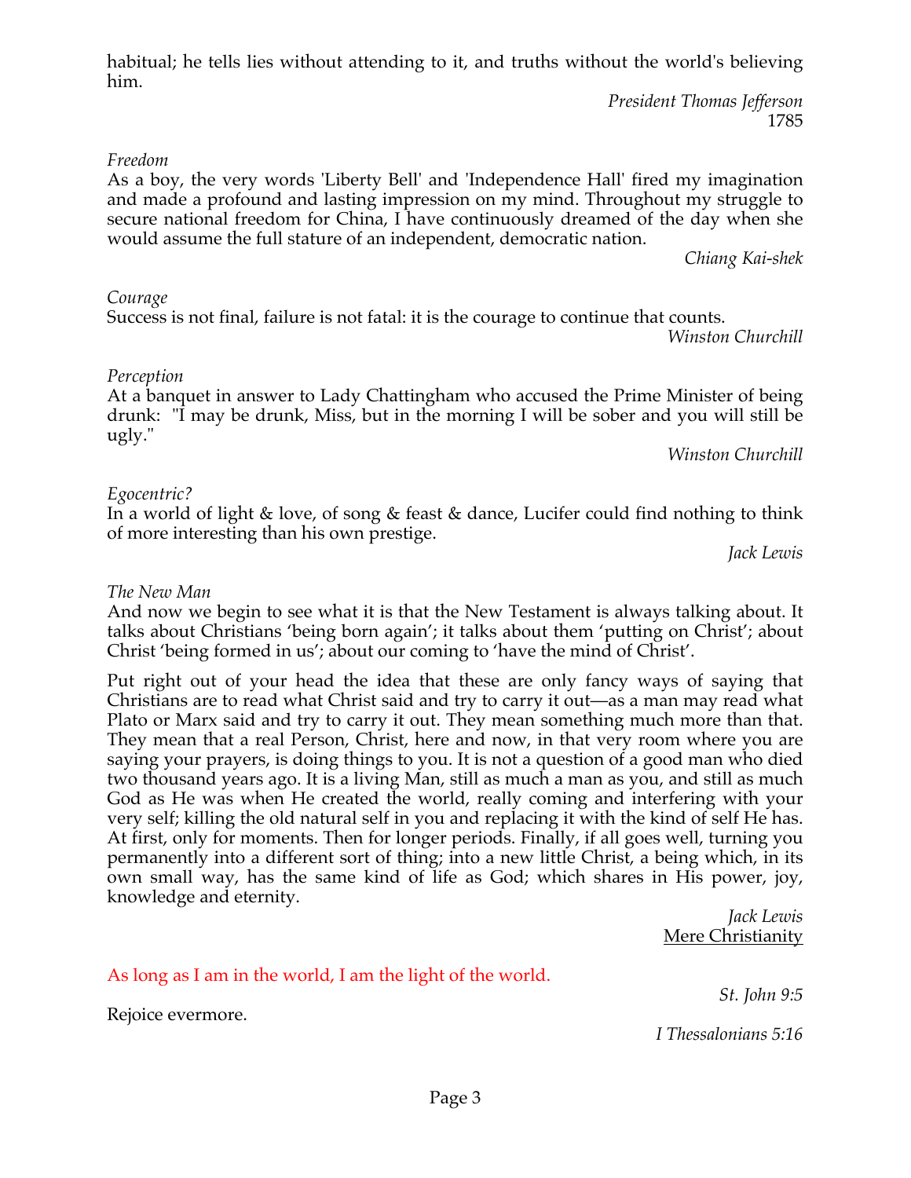habitual; he tells lies without attending to it, and truths without the world's believing him.

*President Thomas Jefferson*
1785

*Freedom*
As a boy, the very words 'Liberty Bell' and 'Independence Hall' fired my imagination and made a profound and lasting impression on my mind. Throughout my struggle to secure national freedom for China, I have continuously dreamed of the day when she would assume the full stature of an independent, democratic nation.

*Chiang Kai-shek*

*Courage*
Success is not final, failure is not fatal: it is the courage to continue that counts.

*Winston Churchill*

*Perception*
At a banquet in answer to Lady Chattingham who accused the Prime Minister of being drunk: "I may be drunk, Miss, but in the morning I will be sober and you will still be ugly."

*Winston Churchill*

*Egocentric?*
In a world of light & love, of song & feast & dance, Lucifer could find nothing to think of more interesting than his own prestige.

*Jack Lewis*

*The New Man*
And now we begin to see what it is that the New Testament is always talking about. It talks about Christians 'being born again'; it talks about them 'putting on Christ'; about Christ 'being formed in us'; about our coming to 'have the mind of Christ'.

Put right out of your head the idea that these are only fancy ways of saying that Christians are to read what Christ said and try to carry it out—as a man may read what Plato or Marx said and try to carry it out. They mean something much more than that. They mean that a real Person, Christ, here and now, in that very room where you are saying your prayers, is doing things to you. It is not a question of a good man who died two thousand years ago. It is a living Man, still as much a man as you, and still as much God as He was when He created the world, really coming and interfering with your very self; killing the old natural self in you and replacing it with the kind of self He has. At first, only for moments. Then for longer periods. Finally, if all goes well, turning you permanently into a different sort of thing; into a new little Christ, a being which, in its own small way, has the same kind of life as God; which shares in His power, joy, knowledge and eternity.

*Jack Lewis*
Mere Christianity

As long as I am in the world, I am the light of the world.

*St. John 9:5*

Rejoice evermore.

*I Thessalonians 5:16*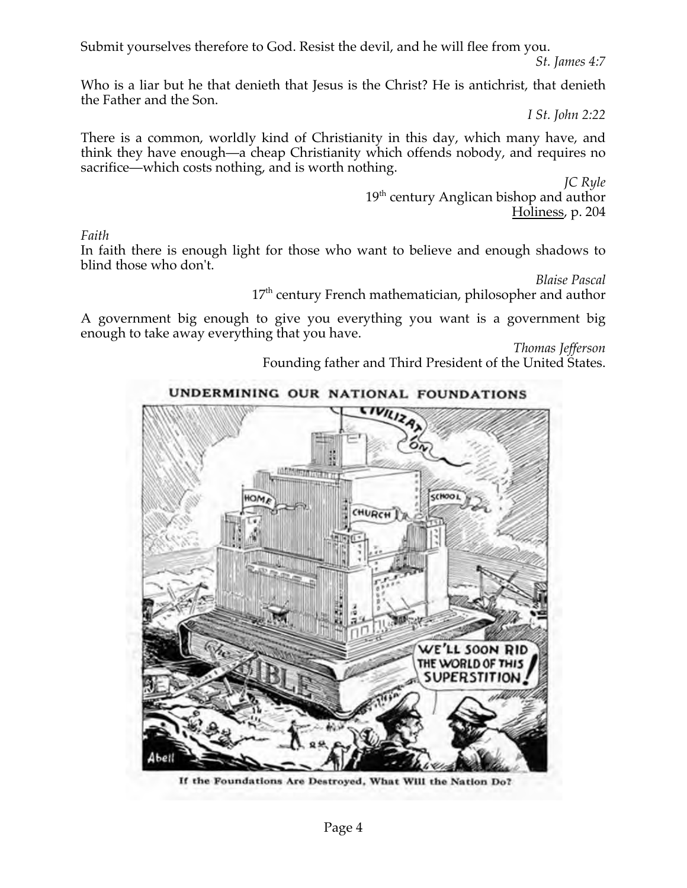Submit yourselves therefore to God. Resist the devil, and he will flee from you.

*St. James 4:7*

Who is a liar but he that denieth that Jesus is the Christ? He is antichrist, that denieth the Father and the Son.

*I St. John 2:22*

There is a common, worldly kind of Christianity in this day, which many have, and think they have enough—a cheap Christianity which offends nobody, and requires no sacrifice—which costs nothing, and is worth nothing.

*JC Ryle*
19th century Anglican bishop and author
Holiness, p. 204

*Faith*
In faith there is enough light for those who want to believe and enough shadows to blind those who don't.

*Blaise Pascal*
17th century French mathematician, philosopher and author

A government big enough to give you everything you want is a government big enough to take away everything that you have.

*Thomas Jefferson*
Founding father and Third President of the United States.

UNDERMINING OUR NATIONAL FOUNDATIONS

If the Foundations Are Destroyed, What Will the Nation Do?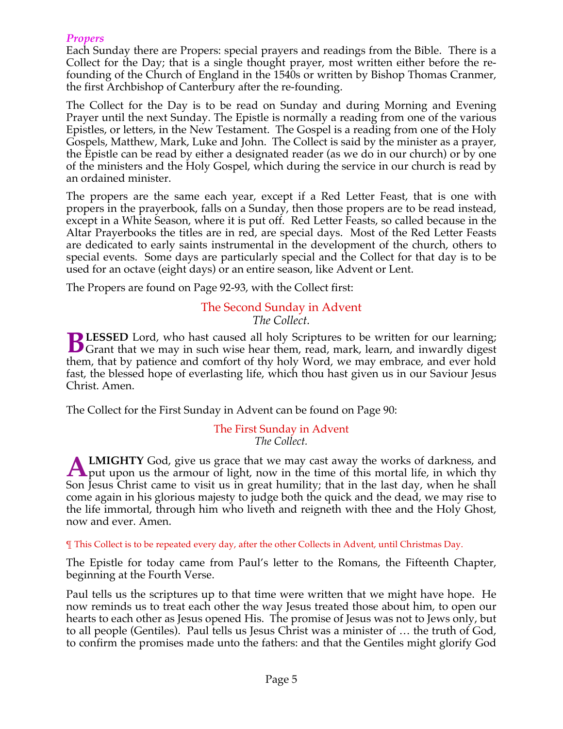### *Propers*

Each Sunday there are Propers: special prayers and readings from the Bible. There is a Collect for the Day; that is a single thought prayer, most written either before the re-founding of the Church of England in the 1540s or written by Bishop Thomas Cranmer, the first Archbishop of Canterbury after the re-founding.

The Collect for the Day is to be read on Sunday and during Morning and Evening Prayer until the next Sunday. The Epistle is normally a reading from one of the various Epistles, or letters, in the New Testament. The Gospel is a reading from one of the Holy Gospels, Matthew, Mark, Luke and John. The Collect is said by the minister as a prayer, the Epistle can be read by either a designated reader (as we do in our church) or by one of the ministers and the Holy Gospel, which during the service in our church is read by an ordained minister.

The propers are the same each year, except if a Red Letter Feast, that is one with propers in the prayerbook, falls on a Sunday, then those propers are to be read instead, except in a White Season, where it is put off. Red Letter Feasts, so called because in the Altar Prayerbooks the titles are in red, are special days. Most of the Red Letter Feasts are dedicated to early saints instrumental in the development of the church, others to special events. Some days are particularly special and the Collect for that day is to be used for an octave (eight days) or an entire season, like Advent or Lent.

The Propers are found on Page 92-93, with the Collect first:

The Second Sunday in Advent
*The Collect.*

**BLESSED** Lord, who hast caused all holy Scriptures to be written for our learning; Grant that we may in such wise hear them, read, mark, learn, and inwardly digest them, that by patience and comfort of thy holy Word, we may embrace, and ever hold fast, the blessed hope of everlasting life, which thou hast given us in our Saviour Jesus Christ. Amen.

The Collect for the First Sunday in Advent can be found on Page 90:

The First Sunday in Advent
*The Collect.*

**ALMIGHTY** God, give us grace that we may cast away the works of darkness, and put upon us the armour of light, now in the time of this mortal life, in which thy Son Jesus Christ came to visit us in great humility; that in the last day, when he shall come again in his glorious majesty to judge both the quick and the dead, we may rise to the life immortal, through him who liveth and reigneth with thee and the Holy Ghost, now and ever. Amen.

¶ This Collect is to be repeated every day, after the other Collects in Advent, until Christmas Day.

The Epistle for today came from Paul's letter to the Romans, the Fifteenth Chapter, beginning at the Fourth Verse.

Paul tells us the scriptures up to that time were written that we might have hope. He now reminds us to treat each other the way Jesus treated those about him, to open our hearts to each other as Jesus opened His. The promise of Jesus was not to Jews only, but to all people (Gentiles). Paul tells us Jesus Christ was a minister of … the truth of God, to confirm the promises made unto the fathers: and that the Gentiles might glorify God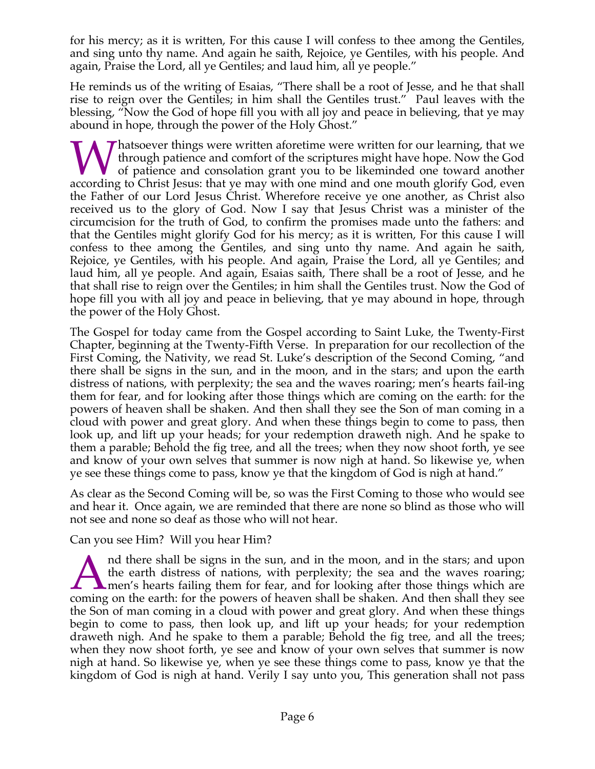for his mercy; as it is written, For this cause I will confess to thee among the Gentiles, and sing unto thy name. And again he saith, Rejoice, ye Gentiles, with his people. And again, Praise the Lord, all ye Gentiles; and laud him, all ye people."

He reminds us of the writing of Esaias, "There shall be a root of Jesse, and he that shall rise to reign over the Gentiles; in him shall the Gentiles trust." Paul leaves with the blessing, "Now the God of hope fill you with all joy and peace in believing, that ye may abound in hope, through the power of the Holy Ghost."

Whatsoever things were written aforetime were written for our learning, that we through patience and comfort of the scriptures might have hope. Now the God of patience and consolation grant you to be likeminded one toward another according to Christ Jesus: that ye may with one mind and one mouth glorify God, even the Father of our Lord Jesus Christ. Wherefore receive ye one another, as Christ also received us to the glory of God. Now I say that Jesus Christ was a minister of the circumcision for the truth of God, to confirm the promises made unto the fathers: and that the Gentiles might glorify God for his mercy; as it is written, For this cause I will confess to thee among the Gentiles, and sing unto thy name. And again he saith, Rejoice, ye Gentiles, with his people. And again, Praise the Lord, all ye Gentiles; and laud him, all ye people. And again, Esaias saith, There shall be a root of Jesse, and he that shall rise to reign over the Gentiles; in him shall the Gentiles trust. Now the God of hope fill you with all joy and peace in believing, that ye may abound in hope, through the power of the Holy Ghost.

The Gospel for today came from the Gospel according to Saint Luke, the Twenty-First Chapter, beginning at the Twenty-Fifth Verse. In preparation for our recollection of the First Coming, the Nativity, we read St. Luke's description of the Second Coming, "and there shall be signs in the sun, and in the moon, and in the stars; and upon the earth distress of nations, with perplexity; the sea and the waves roaring; men's hearts fail-ing them for fear, and for looking after those things which are coming on the earth: for the powers of heaven shall be shaken. And then shall they see the Son of man coming in a cloud with power and great glory. And when these things begin to come to pass, then look up, and lift up your heads; for your redemption draweth nigh. And he spake to them a parable; Behold the fig tree, and all the trees; when they now shoot forth, ye see and know of your own selves that summer is now nigh at hand. So likewise ye, when ye see these things come to pass, know ye that the kingdom of God is nigh at hand."

As clear as the Second Coming will be, so was the First Coming to those who would see and hear it. Once again, we are reminded that there are none so blind as those who will not see and none so deaf as those who will not hear.

Can you see Him? Will you hear Him?

And there shall be signs in the sun, and in the moon, and in the stars; and upon the earth distress of nations, with perplexity; the sea and the waves roaring; men's hearts failing them for fear, and for looking after those things which are coming on the earth: for the powers of heaven shall be shaken. And then shall they see the Son of man coming in a cloud with power and great glory. And when these things begin to come to pass, then look up, and lift up your heads; for your redemption draweth nigh. And he spake to them a parable; Behold the fig tree, and all the trees; when they now shoot forth, ye see and know of your own selves that summer is now nigh at hand. So likewise ye, when ye see these things come to pass, know ye that the kingdom of God is nigh at hand. Verily I say unto you, This generation shall not pass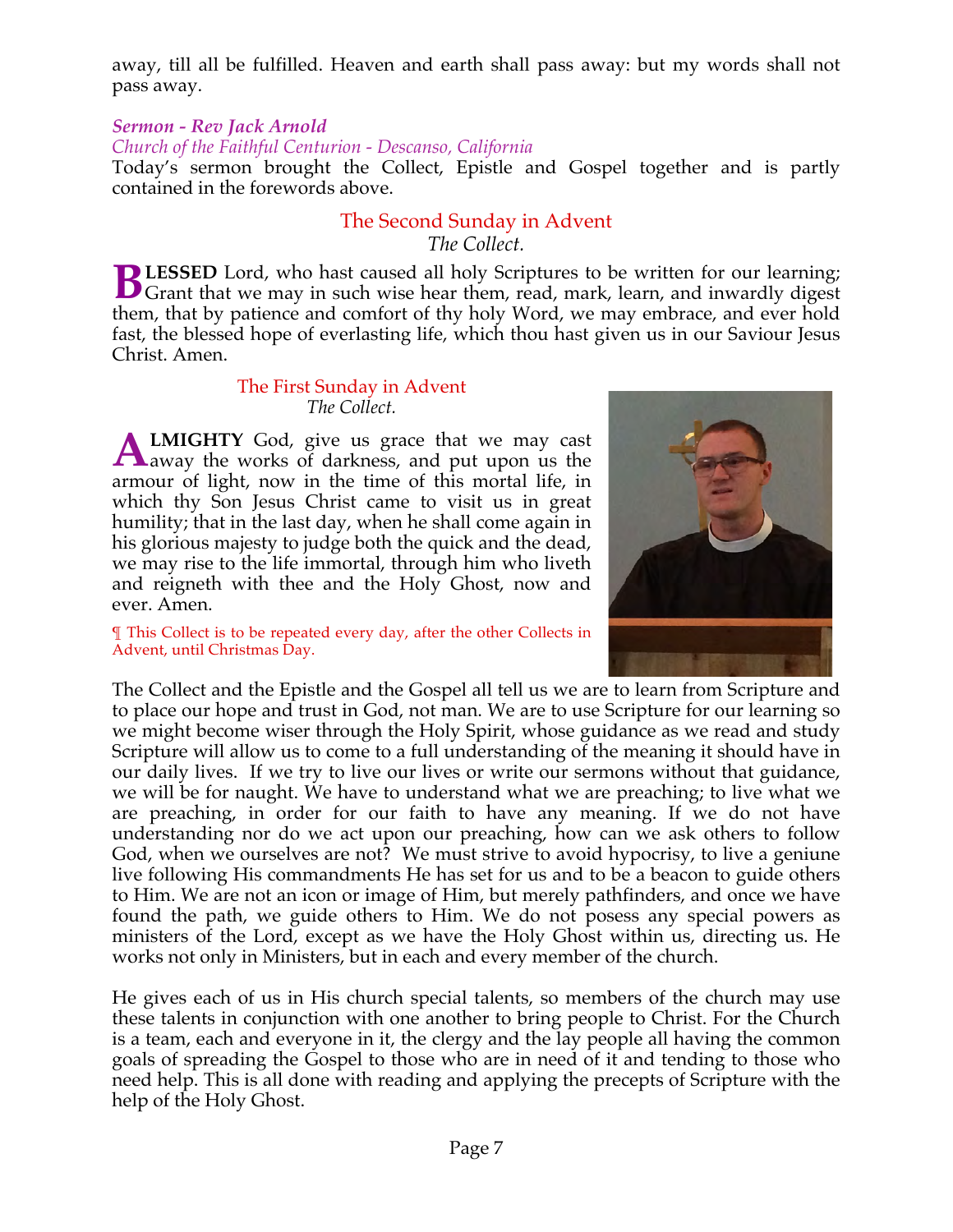away, till all be fulfilled. Heaven and earth shall pass away: but my words shall not pass away.

*Sermon - Rev Jack Arnold*
*Church of the Faithful Centurion - Descanso, California*

Today's sermon brought the Collect, Epistle and Gospel together and is partly contained in the forewords above.

## The Second Sunday in Advent

*The Collect.*

**BLESSED** Lord, who hast caused all holy Scriptures to be written for our learning; Grant that we may in such wise hear them, read, mark, learn, and inwardly digest them, that by patience and comfort of thy holy Word, we may embrace, and ever hold fast, the blessed hope of everlasting life, which thou hast given us in our Saviour Jesus Christ. Amen.

## The First Sunday in Advent

*The Collect.*

**ALMIGHTY** God, give us grace that we may cast away the works of darkness, and put upon us the armour of light, now in the time of this mortal life, in which thy Son Jesus Christ came to visit us in great humility; that in the last day, when he shall come again in his glorious majesty to judge both the quick and the dead, we may rise to the life immortal, through him who liveth and reigneth with thee and the Holy Ghost, now and ever. Amen.

¶ This Collect is to be repeated every day, after the other Collects in Advent, until Christmas Day.

The Collect and the Epistle and the Gospel all tell us we are to learn from Scripture and to place our hope and trust in God, not man. We are to use Scripture for our learning so we might become wiser through the Holy Spirit, whose guidance as we read and study Scripture will allow us to come to a full understanding of the meaning it should have in our daily lives. If we try to live our lives or write our sermons without that guidance, we will be for naught. We have to understand what we are preaching; to live what we are preaching, in order for our faith to have any meaning. If we do not have understanding nor do we act upon our preaching, how can we ask others to follow God, when we ourselves are not? We must strive to avoid hypocrisy, to live a geniune live following His commandments He has set for us and to be a beacon to guide others to Him. We are not an icon or image of Him, but merely pathfinders, and once we have found the path, we guide others to Him. We do not posess any special powers as ministers of the Lord, except as we have the Holy Ghost within us, directing us. He works not only in Ministers, but in each and every member of the church.

He gives each of us in His church special talents, so members of the church may use these talents in conjunction with one another to bring people to Christ. For the Church is a team, each and everyone in it, the clergy and the lay people all having the common goals of spreading the Gospel to those who are in need of it and tending to those who need help. This is all done with reading and applying the precepts of Scripture with the help of the Holy Ghost.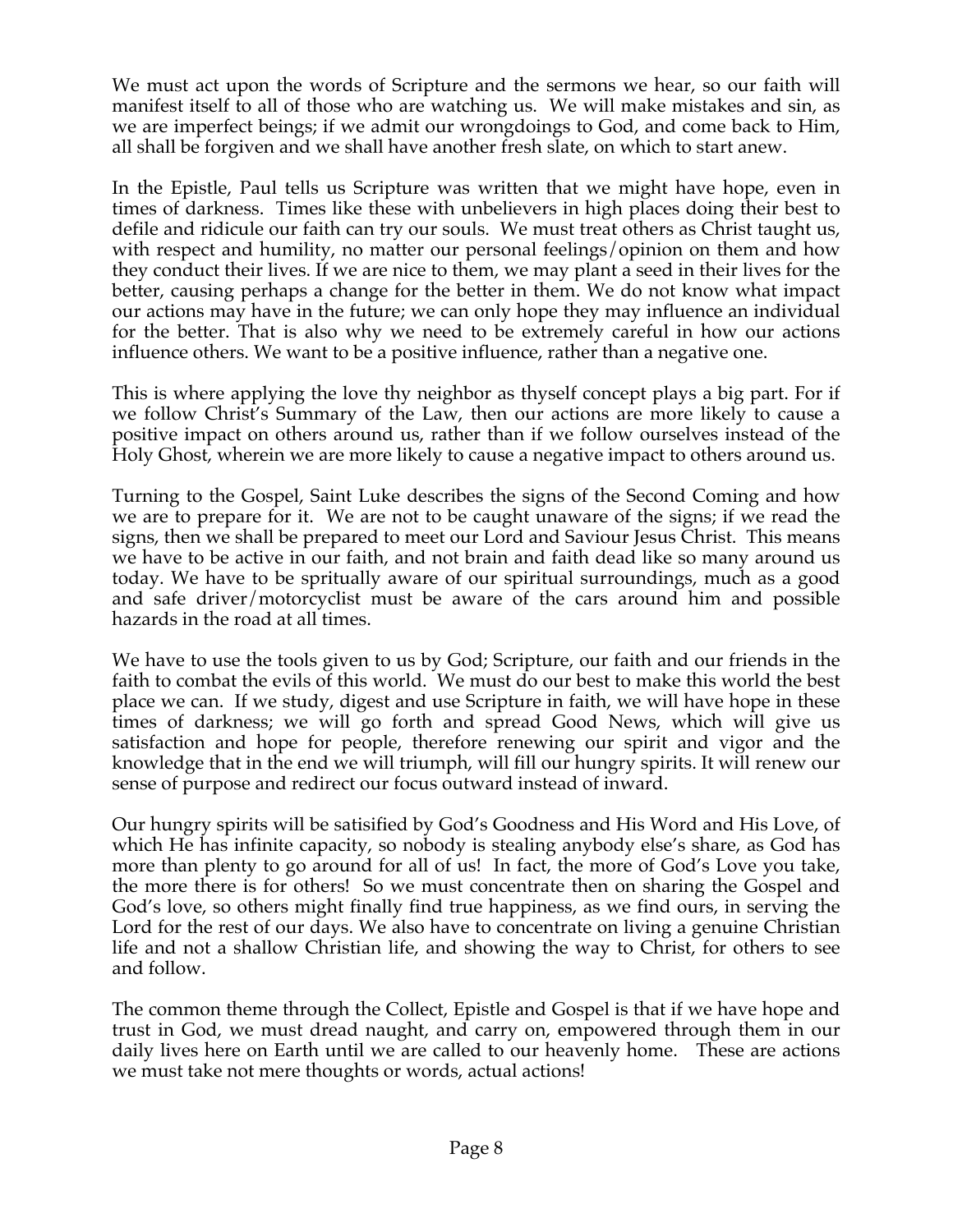We must act upon the words of Scripture and the sermons we hear, so our faith will manifest itself to all of those who are watching us. We will make mistakes and sin, as we are imperfect beings; if we admit our wrongdoings to God, and come back to Him, all shall be forgiven and we shall have another fresh slate, on which to start anew.

In the Epistle, Paul tells us Scripture was written that we might have hope, even in times of darkness. Times like these with unbelievers in high places doing their best to defile and ridicule our faith can try our souls. We must treat others as Christ taught us, with respect and humility, no matter our personal feelings/opinion on them and how they conduct their lives. If we are nice to them, we may plant a seed in their lives for the better, causing perhaps a change for the better in them. We do not know what impact our actions may have in the future; we can only hope they may influence an individual for the better. That is also why we need to be extremely careful in how our actions influence others. We want to be a positive influence, rather than a negative one.

This is where applying the love thy neighbor as thyself concept plays a big part. For if we follow Christ's Summary of the Law, then our actions are more likely to cause a positive impact on others around us, rather than if we follow ourselves instead of the Holy Ghost, wherein we are more likely to cause a negative impact to others around us.

Turning to the Gospel, Saint Luke describes the signs of the Second Coming and how we are to prepare for it. We are not to be caught unaware of the signs; if we read the signs, then we shall be prepared to meet our Lord and Saviour Jesus Christ. This means we have to be active in our faith, and not brain and faith dead like so many around us today. We have to be spritually aware of our spiritual surroundings, much as a good and safe driver/motorcyclist must be aware of the cars around him and possible hazards in the road at all times.

We have to use the tools given to us by God; Scripture, our faith and our friends in the faith to combat the evils of this world. We must do our best to make this world the best place we can. If we study, digest and use Scripture in faith, we will have hope in these times of darkness; we will go forth and spread Good News, which will give us satisfaction and hope for people, therefore renewing our spirit and vigor and the knowledge that in the end we will triumph, will fill our hungry spirits. It will renew our sense of purpose and redirect our focus outward instead of inward.

Our hungry spirits will be satisified by God's Goodness and His Word and His Love, of which He has infinite capacity, so nobody is stealing anybody else's share, as God has more than plenty to go around for all of us! In fact, the more of God's Love you take, the more there is for others! So we must concentrate then on sharing the Gospel and God's love, so others might finally find true happiness, as we find ours, in serving the Lord for the rest of our days. We also have to concentrate on living a genuine Christian life and not a shallow Christian life, and showing the way to Christ, for others to see and follow.

The common theme through the Collect, Epistle and Gospel is that if we have hope and trust in God, we must dread naught, and carry on, empowered through them in our daily lives here on Earth until we are called to our heavenly home. These are actions we must take not mere thoughts or words, actual actions!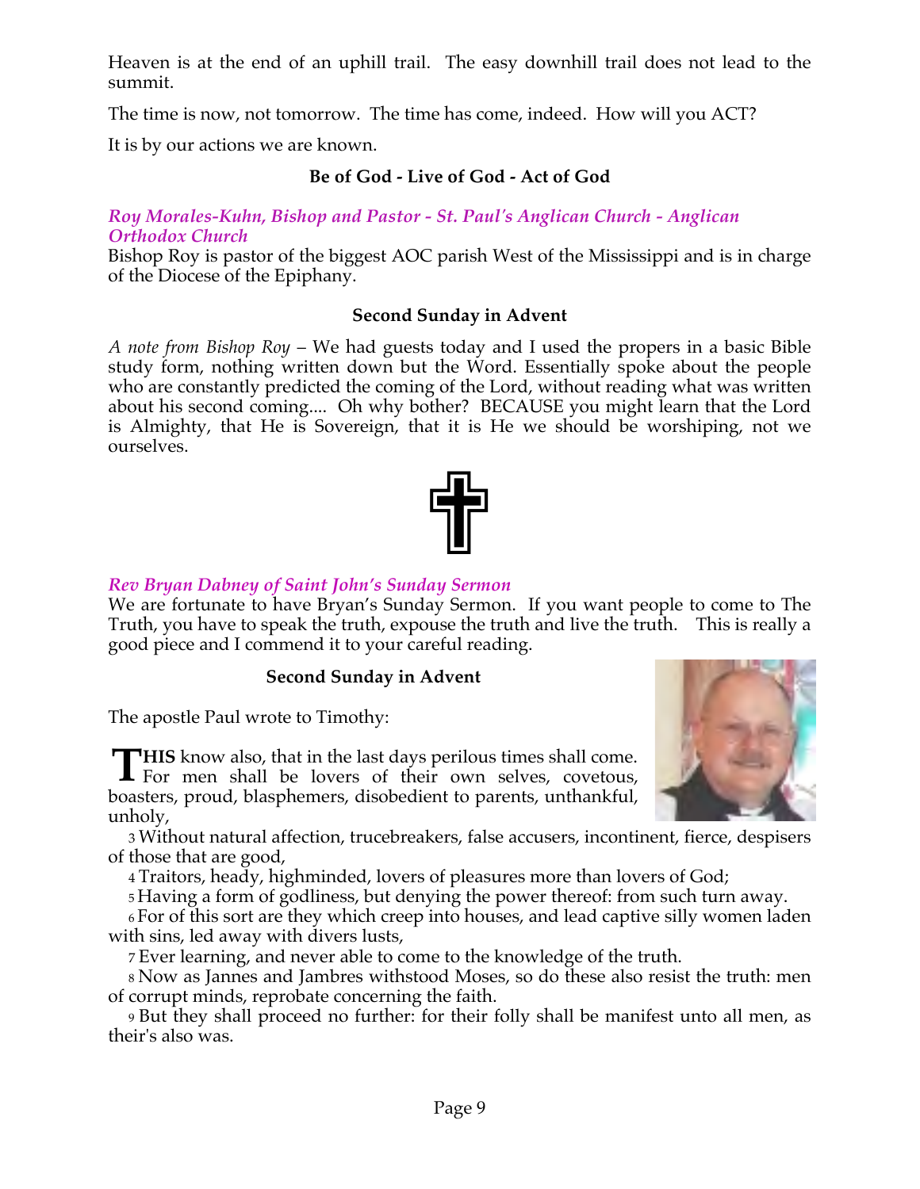Heaven is at the end of an uphill trail. The easy downhill trail does not lead to the summit.

The time is now, not tomorrow. The time has come, indeed. How will you ACT?

It is by our actions we are known.

**Be of God - Live of God - Act of God**

### *Roy Morales-Kuhn, Bishop and Pastor - St. Paul's Anglican Church - Anglican Orthodox Church*

Bishop Roy is pastor of the biggest AOC parish West of the Mississippi and is in charge of the Diocese of the Epiphany.

**Second Sunday in Advent**

*A note from Bishop Roy* – We had guests today and I used the propers in a basic Bible study form, nothing written down but the Word. Essentially spoke about the people who are constantly predicted the coming of the Lord, without reading what was written about his second coming.... Oh why bother? BECAUSE you might learn that the Lord is Almighty, that He is Sovereign, that it is He we should be worshiping, not we ourselves.

### *Rev Bryan Dabney of Saint John's Sunday Sermon*

We are fortunate to have Bryan's Sunday Sermon. If you want people to come to The Truth, you have to speak the truth, expouse the truth and live the truth. This is really a good piece and I commend it to your careful reading.

**Second Sunday in Advent**

The apostle Paul wrote to Timothy:

**THIS** know also, that in the last days perilous times shall come. For men shall be lovers of their own selves, covetous, boasters, proud, blasphemers, disobedient to parents, unthankful, unholy,

3 Without natural affection, trucebreakers, false accusers, incontinent, fierce, despisers of those that are good,

4 Traitors, heady, highminded, lovers of pleasures more than lovers of God;

5 Having a form of godliness, but denying the power thereof: from such turn away.

6 For of this sort are they which creep into houses, and lead captive silly women laden with sins, led away with divers lusts,

7 Ever learning, and never able to come to the knowledge of the truth.

8 Now as Jannes and Jambres withstood Moses, so do these also resist the truth: men of corrupt minds, reprobate concerning the faith.

9 But they shall proceed no further: for their folly shall be manifest unto all men, as their's also was.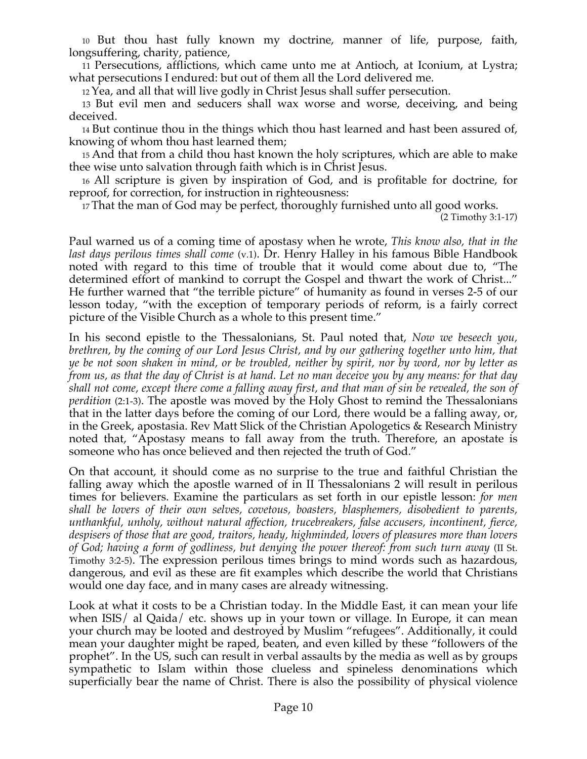10 But thou hast fully known my doctrine, manner of life, purpose, faith, longsuffering, charity, patience,

11 Persecutions, afflictions, which came unto me at Antioch, at Iconium, at Lystra; what persecutions I endured: but out of them all the Lord delivered me.

12 Yea, and all that will live godly in Christ Jesus shall suffer persecution.

13 But evil men and seducers shall wax worse and worse, deceiving, and being deceived.

14 But continue thou in the things which thou hast learned and hast been assured of, knowing of whom thou hast learned them;

15 And that from a child thou hast known the holy scriptures, which are able to make thee wise unto salvation through faith which is in Christ Jesus.

16 All scripture is given by inspiration of God, and is profitable for doctrine, for reproof, for correction, for instruction in righteousness:

17 That the man of God may be perfect, thoroughly furnished unto all good works.

(2 Timothy 3:1-17)

Paul warned us of a coming time of apostasy when he wrote, *This know also, that in the last days perilous times shall come* (v.1). Dr. Henry Halley in his famous Bible Handbook noted with regard to this time of trouble that it would come about due to, "The determined effort of mankind to corrupt the Gospel and thwart the work of Christ..." He further warned that "the terrible picture" of humanity as found in verses 2-5 of our lesson today, "with the exception of temporary periods of reform, is a fairly correct picture of the Visible Church as a whole to this present time."

In his second epistle to the Thessalonians, St. Paul noted that, *Now we beseech you, brethren, by the coming of our Lord Jesus Christ, and by our gathering together unto him, that ye be not soon shaken in mind, or be troubled, neither by spirit, nor by word, nor by letter as from us, as that the day of Christ is at hand. Let no man deceive you by any means: for that day shall not come, except there come a falling away first, and that man of sin be revealed, the son of perdition* (2:1-3). The apostle was moved by the Holy Ghost to remind the Thessalonians that in the latter days before the coming of our Lord, there would be a falling away, or, in the Greek, apostasia. Rev Matt Slick of the Christian Apologetics & Research Ministry noted that, "Apostasy means to fall away from the truth. Therefore, an apostate is someone who has once believed and then rejected the truth of God."

On that account, it should come as no surprise to the true and faithful Christian the falling away which the apostle warned of in II Thessalonians 2 will result in perilous times for believers. Examine the particulars as set forth in our epistle lesson: *for men shall be lovers of their own selves, covetous, boasters, blasphemers, disobedient to parents, unthankful, unholy, without natural affection, trucebreakers, false accusers, incontinent, fierce, despisers of those that are good, traitors, heady, highminded, lovers of pleasures more than lovers of God; having a form of godliness, but denying the power thereof: from such turn away* (II St. Timothy 3:2-5). The expression perilous times brings to mind words such as hazardous, dangerous, and evil as these are fit examples which describe the world that Christians would one day face, and in many cases are already witnessing.

Look at what it costs to be a Christian today. In the Middle East, it can mean your life when ISIS/ al Qaida/ etc. shows up in your town or village. In Europe, it can mean your church may be looted and destroyed by Muslim "refugees". Additionally, it could mean your daughter might be raped, beaten, and even killed by these "followers of the prophet". In the US, such can result in verbal assaults by the media as well as by groups sympathetic to Islam within those clueless and spineless denominations which superficially bear the name of Christ. There is also the possibility of physical violence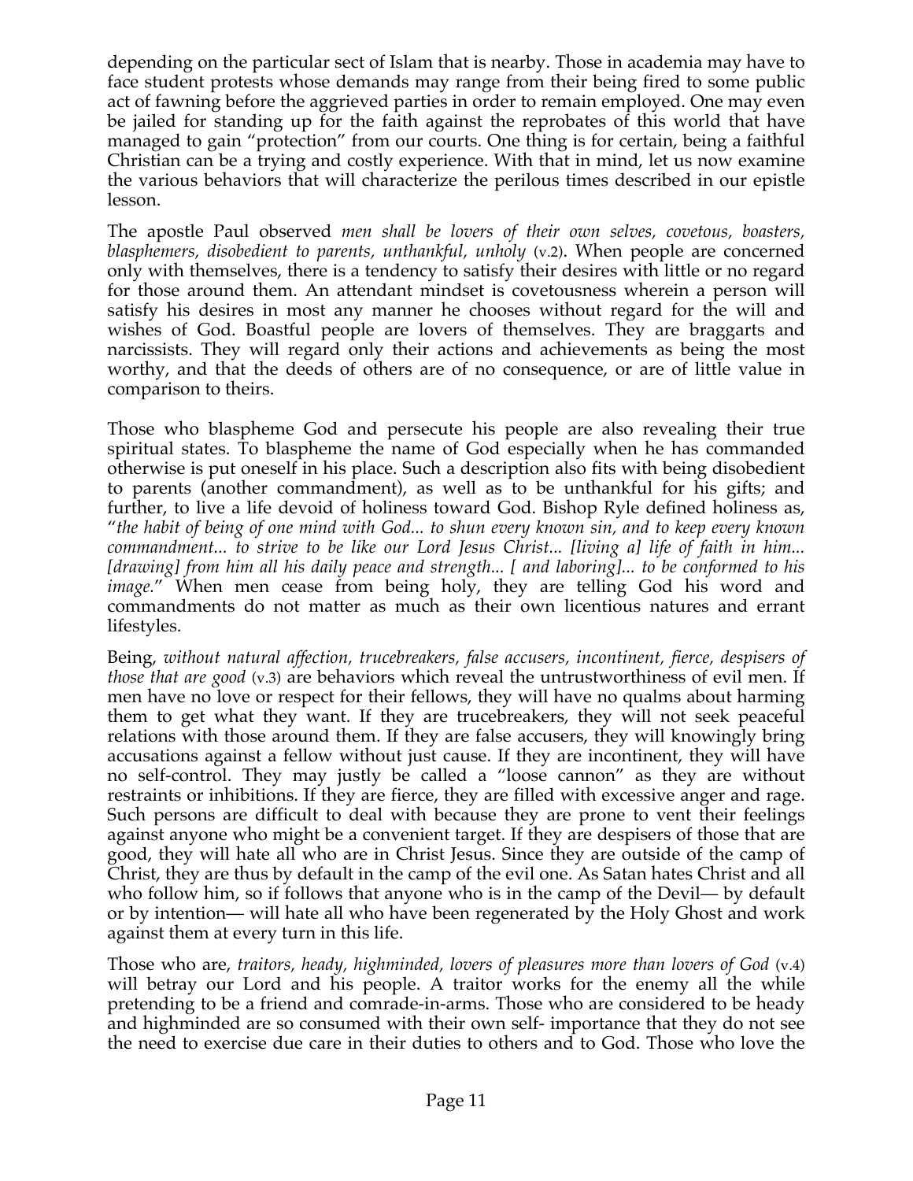depending on the particular sect of Islam that is nearby. Those in academia may have to face student protests whose demands may range from their being fired to some public act of fawning before the aggrieved parties in order to remain employed. One may even be jailed for standing up for the faith against the reprobates of this world that have managed to gain "protection" from our courts. One thing is for certain, being a faithful Christian can be a trying and costly experience. With that in mind, let us now examine the various behaviors that will characterize the perilous times described in our epistle lesson.

The apostle Paul observed *men shall be lovers of their own selves, covetous, boasters, blasphemers, disobedient to parents, unthankful, unholy* (v.2). When people are concerned only with themselves, there is a tendency to satisfy their desires with little or no regard for those around them. An attendant mindset is covetousness wherein a person will satisfy his desires in most any manner he chooses without regard for the will and wishes of God. Boastful people are lovers of themselves. They are braggarts and narcissists. They will regard only their actions and achievements as being the most worthy, and that the deeds of others are of no consequence, or are of little value in comparison to theirs.

Those who blaspheme God and persecute his people are also revealing their true spiritual states. To blaspheme the name of God especially when he has commanded otherwise is put oneself in his place. Such a description also fits with being disobedient to parents (another commandment), as well as to be unthankful for his gifts; and further, to live a life devoid of holiness toward God. Bishop Ryle defined holiness as, "*the habit of being of one mind with God... to shun every known sin, and to keep every known commandment... to strive to be like our Lord Jesus Christ... [living a] life of faith in him... [drawing] from him all his daily peace and strength... [ and laboring]... to be conformed to his image.*" When men cease from being holy, they are telling God his word and commandments do not matter as much as their own licentious natures and errant lifestyles.

Being, *without natural affection, trucebreakers, false accusers, incontinent, fierce, despisers of those that are good* (v.3) are behaviors which reveal the untrustworthiness of evil men. If men have no love or respect for their fellows, they will have no qualms about harming them to get what they want. If they are trucebreakers, they will not seek peaceful relations with those around them. If they are false accusers, they will knowingly bring accusations against a fellow without just cause. If they are incontinent, they will have no self-control. They may justly be called a "loose cannon" as they are without restraints or inhibitions. If they are fierce, they are filled with excessive anger and rage. Such persons are difficult to deal with because they are prone to vent their feelings against anyone who might be a convenient target. If they are despisers of those that are good, they will hate all who are in Christ Jesus. Since they are outside of the camp of Christ, they are thus by default in the camp of the evil one. As Satan hates Christ and all who follow him, so if follows that anyone who is in the camp of the Devil— by default or by intention— will hate all who have been regenerated by the Holy Ghost and work against them at every turn in this life.

Those who are, *traitors, heady, highminded, lovers of pleasures more than lovers of God* (v.4) will betray our Lord and his people. A traitor works for the enemy all the while pretending to be a friend and comrade-in-arms. Those who are considered to be heady and highminded are so consumed with their own self- importance that they do not see the need to exercise due care in their duties to others and to God. Those who love the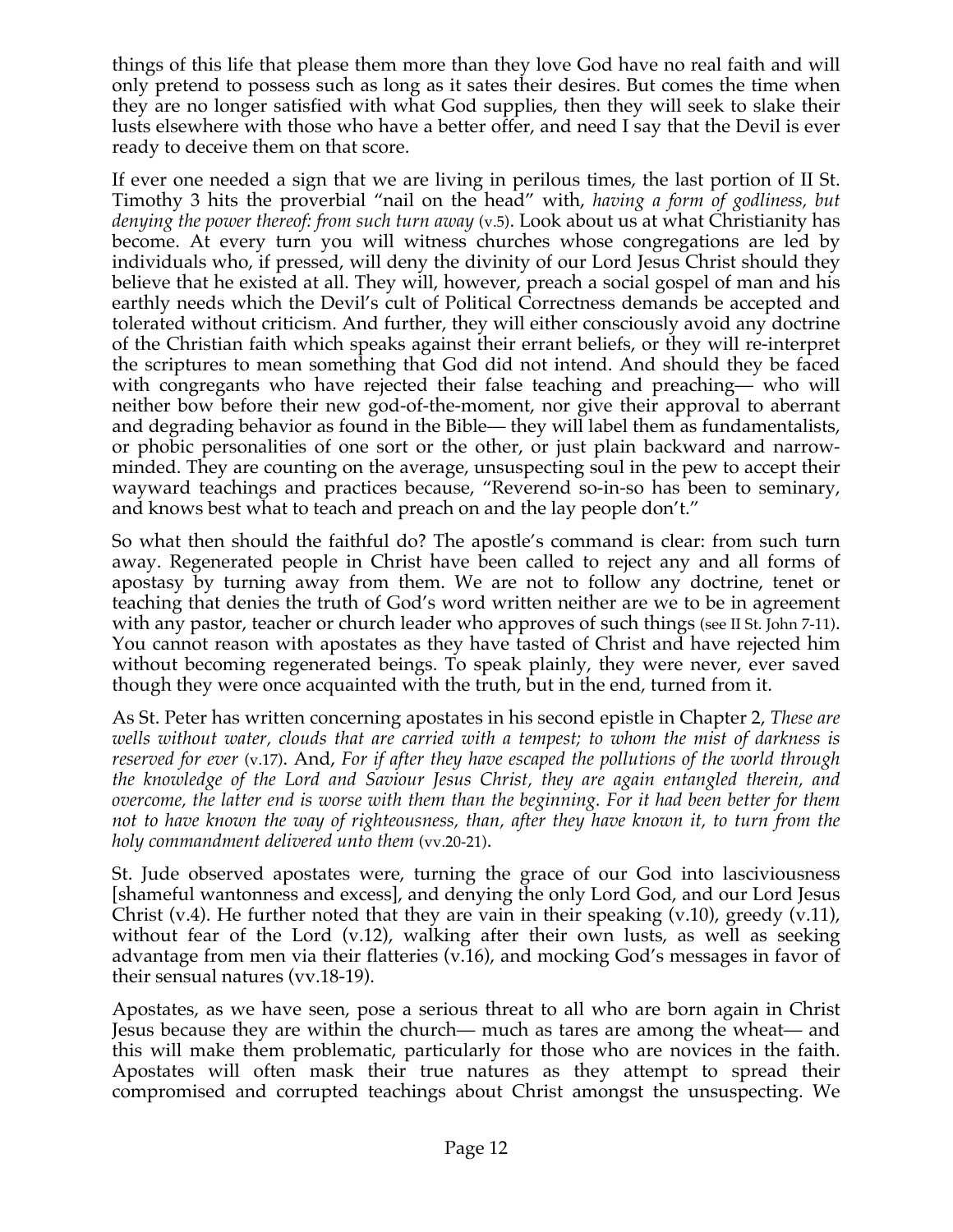things of this life that please them more than they love God have no real faith and will only pretend to possess such as long as it sates their desires. But comes the time when they are no longer satisfied with what God supplies, then they will seek to slake their lusts elsewhere with those who have a better offer, and need I say that the Devil is ever ready to deceive them on that score.

If ever one needed a sign that we are living in perilous times, the last portion of II St. Timothy 3 hits the proverbial "nail on the head" with, *having a form of godliness, but denying the power thereof: from such turn away* (v.5). Look about us at what Christianity has become. At every turn you will witness churches whose congregations are led by individuals who, if pressed, will deny the divinity of our Lord Jesus Christ should they believe that he existed at all. They will, however, preach a social gospel of man and his earthly needs which the Devil's cult of Political Correctness demands be accepted and tolerated without criticism. And further, they will either consciously avoid any doctrine of the Christian faith which speaks against their errant beliefs, or they will re-interpret the scriptures to mean something that God did not intend. And should they be faced with congregants who have rejected their false teaching and preaching— who will neither bow before their new god-of-the-moment, nor give their approval to aberrant and degrading behavior as found in the Bible— they will label them as fundamentalists, or phobic personalities of one sort or the other, or just plain backward and narrow-minded. They are counting on the average, unsuspecting soul in the pew to accept their wayward teachings and practices because, "Reverend so-in-so has been to seminary, and knows best what to teach and preach on and the lay people don't."

So what then should the faithful do? The apostle's command is clear: from such turn away. Regenerated people in Christ have been called to reject any and all forms of apostasy by turning away from them. We are not to follow any doctrine, tenet or teaching that denies the truth of God's word written neither are we to be in agreement with any pastor, teacher or church leader who approves of such things (see II St. John 7-11). You cannot reason with apostates as they have tasted of Christ and have rejected him without becoming regenerated beings. To speak plainly, they were never, ever saved though they were once acquainted with the truth, but in the end, turned from it.

As St. Peter has written concerning apostates in his second epistle in Chapter 2, *These are wells without water, clouds that are carried with a tempest; to whom the mist of darkness is reserved for ever* (v.17). And, *For if after they have escaped the pollutions of the world through the knowledge of the Lord and Saviour Jesus Christ, they are again entangled therein, and overcome, the latter end is worse with them than the beginning. For it had been better for them not to have known the way of righteousness, than, after they have known it, to turn from the holy commandment delivered unto them* (vv.20-21).

St. Jude observed apostates were, turning the grace of our God into lasciviousness [shameful wantonness and excess], and denying the only Lord God, and our Lord Jesus Christ (v.4). He further noted that they are vain in their speaking (v.10), greedy (v.11), without fear of the Lord (v.12), walking after their own lusts, as well as seeking advantage from men via their flatteries (v.16), and mocking God's messages in favor of their sensual natures (vv.18-19).

Apostates, as we have seen, pose a serious threat to all who are born again in Christ Jesus because they are within the church— much as tares are among the wheat— and this will make them problematic, particularly for those who are novices in the faith. Apostates will often mask their true natures as they attempt to spread their compromised and corrupted teachings about Christ amongst the unsuspecting. We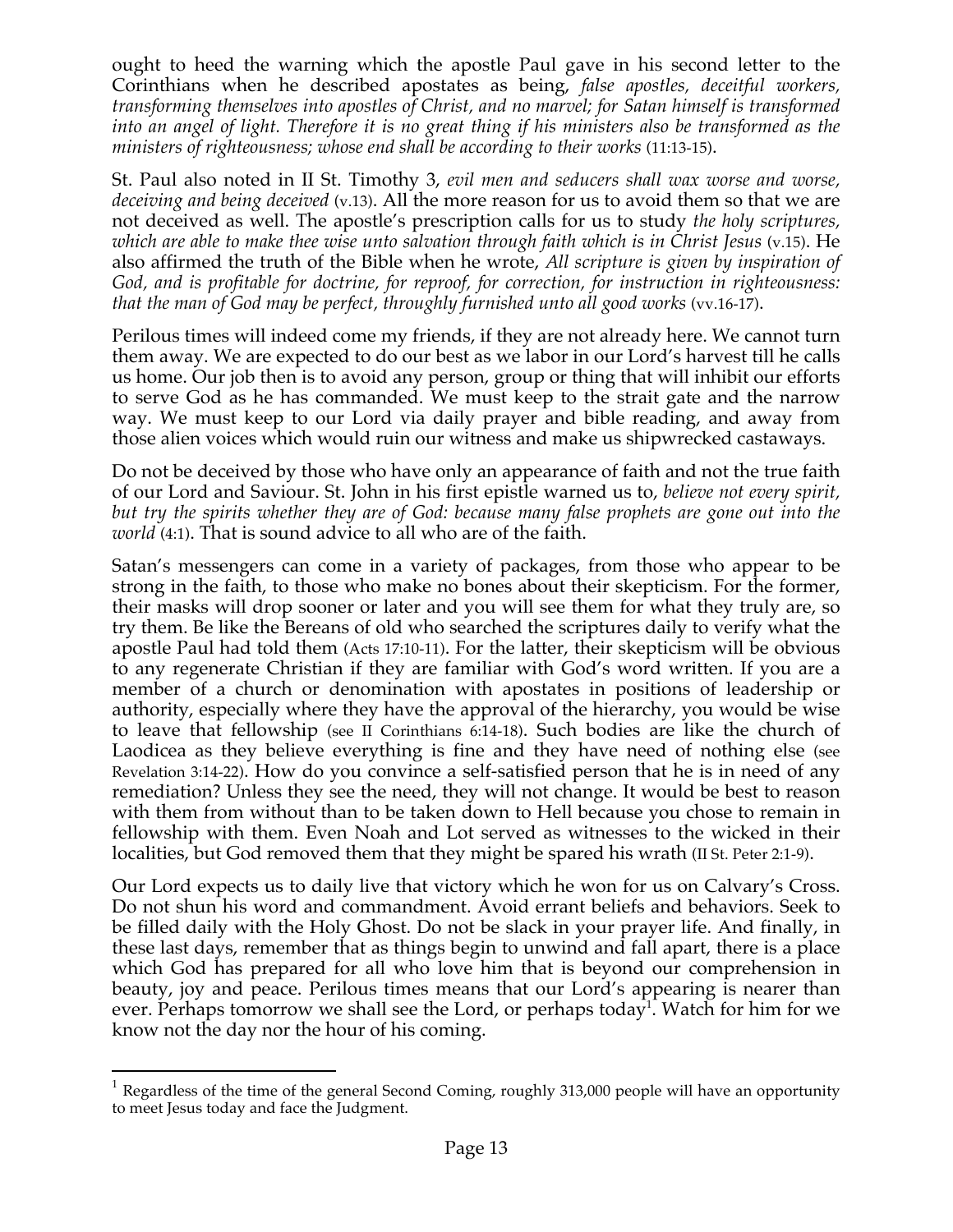ought to heed the warning which the apostle Paul gave in his second letter to the Corinthians when he described apostates as being, *false apostles, deceitful workers, transforming themselves into apostles of Christ, and no marvel; for Satan himself is transformed into an angel of light. Therefore it is no great thing if his ministers also be transformed as the ministers of righteousness; whose end shall be according to their works* (11:13-15).

St. Paul also noted in II St. Timothy 3, *evil men and seducers shall wax worse and worse, deceiving and being deceived* (v.13). All the more reason for us to avoid them so that we are not deceived as well. The apostle's prescription calls for us to study *the holy scriptures, which are able to make thee wise unto salvation through faith which is in Christ Jesus* (v.15). He also affirmed the truth of the Bible when he wrote, *All scripture is given by inspiration of God, and is profitable for doctrine, for reproof, for correction, for instruction in righteousness: that the man of God may be perfect, throughly furnished unto all good works* (vv.16-17).

Perilous times will indeed come my friends, if they are not already here. We cannot turn them away. We are expected to do our best as we labor in our Lord's harvest till he calls us home. Our job then is to avoid any person, group or thing that will inhibit our efforts to serve God as he has commanded. We must keep to the strait gate and the narrow way. We must keep to our Lord via daily prayer and bible reading, and away from those alien voices which would ruin our witness and make us shipwrecked castaways.

Do not be deceived by those who have only an appearance of faith and not the true faith of our Lord and Saviour. St. John in his first epistle warned us to, *believe not every spirit, but try the spirits whether they are of God: because many false prophets are gone out into the world* (4:1). That is sound advice to all who are of the faith.

Satan's messengers can come in a variety of packages, from those who appear to be strong in the faith, to those who make no bones about their skepticism. For the former, their masks will drop sooner or later and you will see them for what they truly are, so try them. Be like the Bereans of old who searched the scriptures daily to verify what the apostle Paul had told them (Acts 17:10-11). For the latter, their skepticism will be obvious to any regenerate Christian if they are familiar with God's word written. If you are a member of a church or denomination with apostates in positions of leadership or authority, especially where they have the approval of the hierarchy, you would be wise to leave that fellowship (see II Corinthians 6:14-18). Such bodies are like the church of Laodicea as they believe everything is fine and they have need of nothing else (see Revelation 3:14-22). How do you convince a self-satisfied person that he is in need of any remediation? Unless they see the need, they will not change. It would be best to reason with them from without than to be taken down to Hell because you chose to remain in fellowship with them. Even Noah and Lot served as witnesses to the wicked in their localities, but God removed them that they might be spared his wrath (II St. Peter 2:1-9).

Our Lord expects us to daily live that victory which he won for us on Calvary's Cross. Do not shun his word and commandment. Avoid errant beliefs and behaviors. Seek to be filled daily with the Holy Ghost. Do not be slack in your prayer life. And finally, in these last days, remember that as things begin to unwind and fall apart, there is a place which God has prepared for all who love him that is beyond our comprehension in beauty, joy and peace. Perilous times means that our Lord's appearing is nearer than ever. Perhaps tomorrow we shall see the Lord, or perhaps today[1]. Watch for him for we know not the day nor the hour of his coming.

---

[1] Regardless of the time of the general Second Coming, roughly 313,000 people will have an opportunity to meet Jesus today and face the Judgment.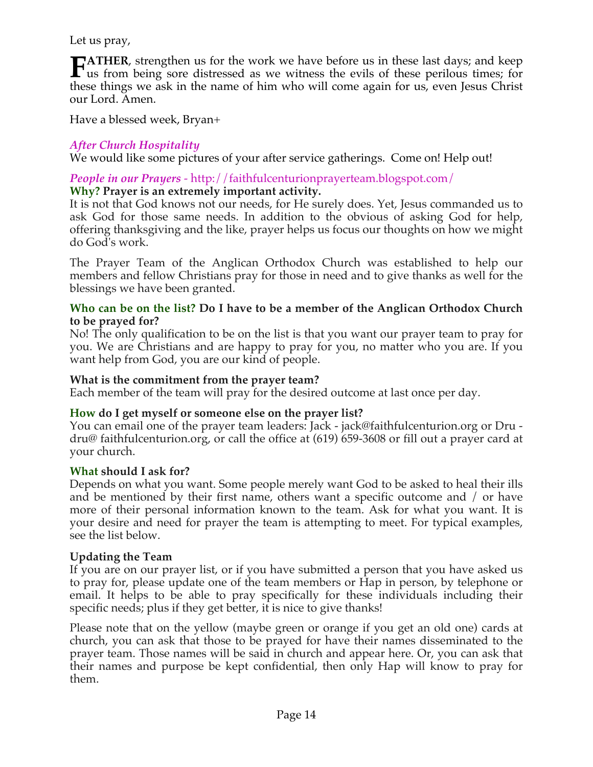Let us pray,

**FATHER**, strengthen us for the work we have before us in these last days; and keep us from being sore distressed as we witness the evils of these perilous times; for these things we ask in the name of him who will come again for us, even Jesus Christ our Lord. Amen.

Have a blessed week, Bryan+

### *After Church Hospitality*

We would like some pictures of your after service gatherings. Come on! Help out!

### *People in our Prayers* - http://faithfulcenturionprayerteam.blogspot.com/

**Why? Prayer is an extremely important activity.**

It is not that God knows not our needs, for He surely does. Yet, Jesus commanded us to ask God for those same needs. In addition to the obvious of asking God for help, offering thanksgiving and the like, prayer helps us focus our thoughts on how we might do God's work.

The Prayer Team of the Anglican Orthodox Church was established to help our members and fellow Christians pray for those in need and to give thanks as well for the blessings we have been granted.

**Who can be on the list? Do I have to be a member of the Anglican Orthodox Church to be prayed for?**

No! The only qualification to be on the list is that you want our prayer team to pray for you. We are Christians and are happy to pray for you, no matter who you are. If you want help from God, you are our kind of people.

**What is the commitment from the prayer team?**

Each member of the team will pray for the desired outcome at last once per day.

**How do I get myself or someone else on the prayer list?**

You can email one of the prayer team leaders: Jack - jack@faithfulcenturion.org or Dru - dru@ faithfulcenturion.org, or call the office at (619) 659-3608 or fill out a prayer card at your church.

**What should I ask for?**

Depends on what you want. Some people merely want God to be asked to heal their ills and be mentioned by their first name, others want a specific outcome and / or have more of their personal information known to the team. Ask for what you want. It is your desire and need for prayer the team is attempting to meet. For typical examples, see the list below.

**Updating the Team**

If you are on our prayer list, or if you have submitted a person that you have asked us to pray for, please update one of the team members or Hap in person, by telephone or email. It helps to be able to pray specifically for these individuals including their specific needs; plus if they get better, it is nice to give thanks!

Please note that on the yellow (maybe green or orange if you get an old one) cards at church, you can ask that those to be prayed for have their names disseminated to the prayer team. Those names will be said in church and appear here. Or, you can ask that their names and purpose be kept confidential, then only Hap will know to pray for them.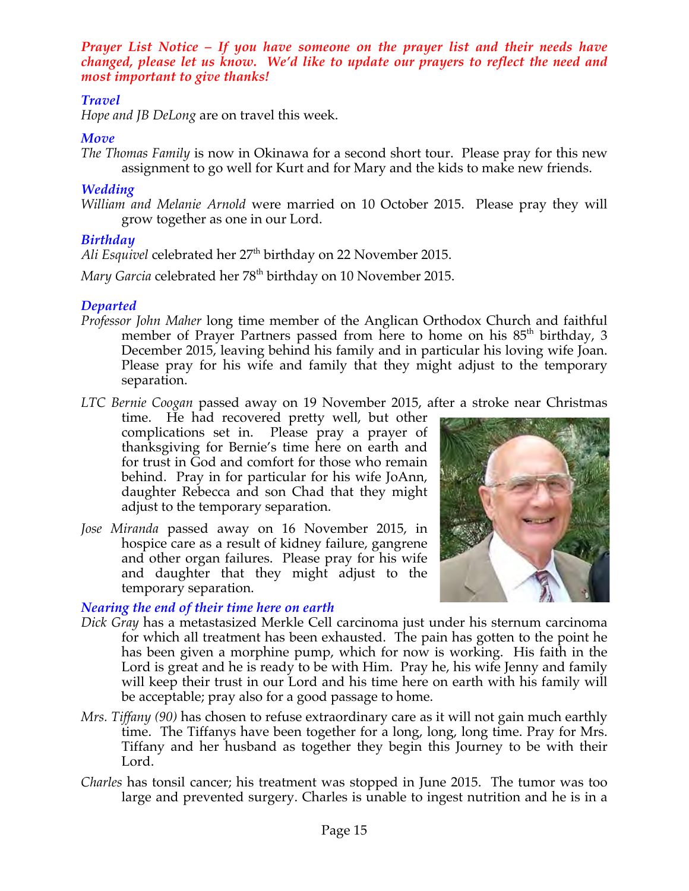***Prayer List Notice – If you have someone on the prayer list and their needs have changed, please let us know. We'd like to update our prayers to reflect the need and most important to give thanks!***

### *Travel*

*Hope and JB DeLong* are on travel this week.

### *Move*

*The Thomas Family* is now in Okinawa for a second short tour. Please pray for this new assignment to go well for Kurt and for Mary and the kids to make new friends.

### *Wedding*

*William and Melanie Arnold* were married on 10 October 2015. Please pray they will grow together as one in our Lord.

### *Birthday*

*Ali Esquivel* celebrated her 27th birthday on 22 November 2015.

*Mary Garcia* celebrated her 78th birthday on 10 November 2015.

### *Departed*

*Professor John Maher* long time member of the Anglican Orthodox Church and faithful member of Prayer Partners passed from here to home on his 85th birthday, 3 December 2015, leaving behind his family and in particular his loving wife Joan. Please pray for his wife and family that they might adjust to the temporary separation.

*LTC Bernie Coogan* passed away on 19 November 2015, after a stroke near Christmas time. He had recovered pretty well, but other complications set in. Please pray a prayer of thanksgiving for Bernie's time here on earth and for trust in God and comfort for those who remain behind. Pray in for particular for his wife JoAnn, daughter Rebecca and son Chad that they might adjust to the temporary separation.

*Jose Miranda* passed away on 16 November 2015, in hospice care as a result of kidney failure, gangrene and other organ failures. Please pray for his wife and daughter that they might adjust to the temporary separation.

### *Nearing the end of their time here on earth*

*Dick Gray* has a metastasized Merkle Cell carcinoma just under his sternum carcinoma for which all treatment has been exhausted. The pain has gotten to the point he has been given a morphine pump, which for now is working. His faith in the Lord is great and he is ready to be with Him. Pray he, his wife Jenny and family will keep their trust in our Lord and his time here on earth with his family will be acceptable; pray also for a good passage to home.

*Mrs. Tiffany (90)* has chosen to refuse extraordinary care as it will not gain much earthly time. The Tiffanys have been together for a long, long, long time. Pray for Mrs. Tiffany and her husband as together they begin this Journey to be with their Lord.

*Charles* has tonsil cancer; his treatment was stopped in June 2015. The tumor was too large and prevented surgery. Charles is unable to ingest nutrition and he is in a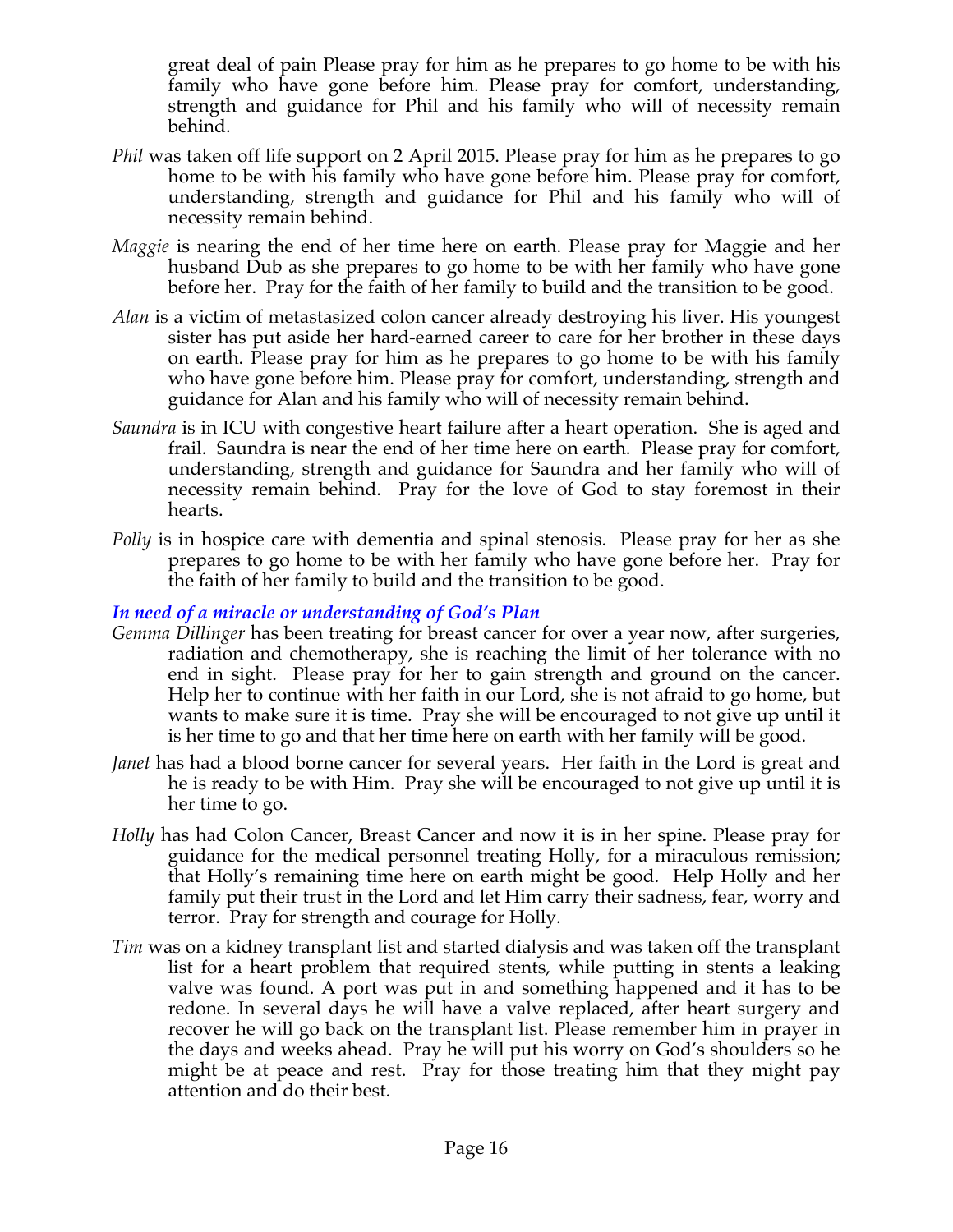great deal of pain Please pray for him as he prepares to go home to be with his family who have gone before him. Please pray for comfort, understanding, strength and guidance for Phil and his family who will of necessity remain behind.

*Phil* was taken off life support on 2 April 2015. Please pray for him as he prepares to go home to be with his family who have gone before him. Please pray for comfort, understanding, strength and guidance for Phil and his family who will of necessity remain behind.

*Maggie* is nearing the end of her time here on earth. Please pray for Maggie and her husband Dub as she prepares to go home to be with her family who have gone before her. Pray for the faith of her family to build and the transition to be good.

*Alan* is a victim of metastasized colon cancer already destroying his liver. His youngest sister has put aside her hard-earned career to care for her brother in these days on earth. Please pray for him as he prepares to go home to be with his family who have gone before him. Please pray for comfort, understanding, strength and guidance for Alan and his family who will of necessity remain behind.

*Saundra* is in ICU with congestive heart failure after a heart operation. She is aged and frail. Saundra is near the end of her time here on earth. Please pray for comfort, understanding, strength and guidance for Saundra and her family who will of necessity remain behind. Pray for the love of God to stay foremost in their hearts.

*Polly* is in hospice care with dementia and spinal stenosis. Please pray for her as she prepares to go home to be with her family who have gone before her. Pray for the faith of her family to build and the transition to be good.

***In need of a miracle or understanding of God's Plan***

*Gemma Dillinger* has been treating for breast cancer for over a year now, after surgeries, radiation and chemotherapy, she is reaching the limit of her tolerance with no end in sight. Please pray for her to gain strength and ground on the cancer. Help her to continue with her faith in our Lord, she is not afraid to go home, but wants to make sure it is time. Pray she will be encouraged to not give up until it is her time to go and that her time here on earth with her family will be good.

*Janet* has had a blood borne cancer for several years. Her faith in the Lord is great and he is ready to be with Him. Pray she will be encouraged to not give up until it is her time to go.

*Holly* has had Colon Cancer, Breast Cancer and now it is in her spine. Please pray for guidance for the medical personnel treating Holly, for a miraculous remission; that Holly's remaining time here on earth might be good. Help Holly and her family put their trust in the Lord and let Him carry their sadness, fear, worry and terror. Pray for strength and courage for Holly.

*Tim* was on a kidney transplant list and started dialysis and was taken off the transplant list for a heart problem that required stents, while putting in stents a leaking valve was found. A port was put in and something happened and it has to be redone. In several days he will have a valve replaced, after heart surgery and recover he will go back on the transplant list. Please remember him in prayer in the days and weeks ahead. Pray he will put his worry on God's shoulders so he might be at peace and rest. Pray for those treating him that they might pay attention and do their best.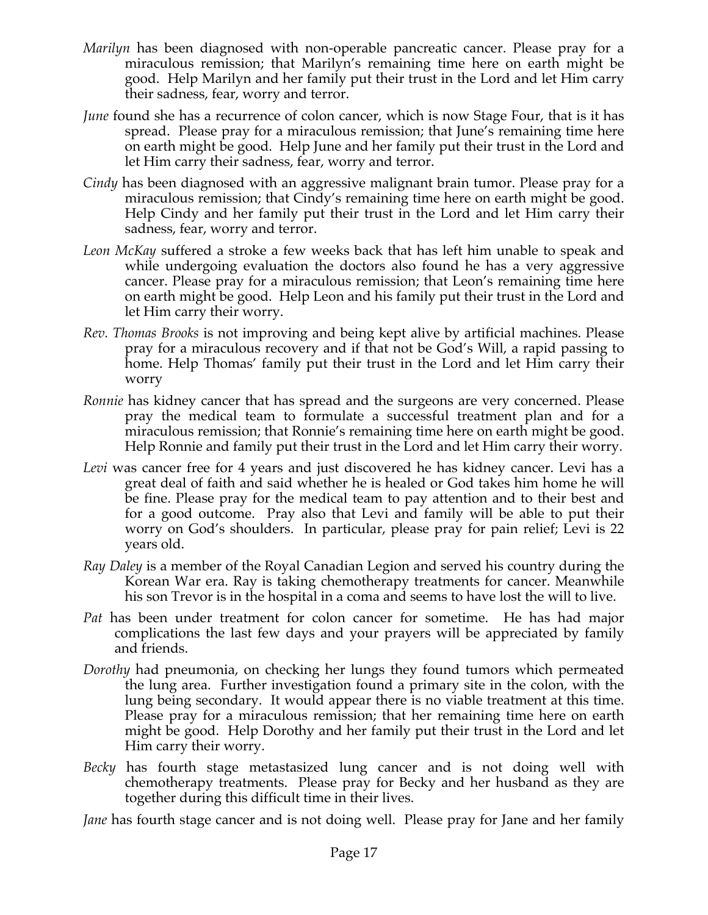*Marilyn* has been diagnosed with non-operable pancreatic cancer. Please pray for a miraculous remission; that Marilyn's remaining time here on earth might be good. Help Marilyn and her family put their trust in the Lord and let Him carry their sadness, fear, worry and terror.

*June* found she has a recurrence of colon cancer, which is now Stage Four, that is it has spread. Please pray for a miraculous remission; that June's remaining time here on earth might be good. Help June and her family put their trust in the Lord and let Him carry their sadness, fear, worry and terror.

*Cindy* has been diagnosed with an aggressive malignant brain tumor. Please pray for a miraculous remission; that Cindy's remaining time here on earth might be good. Help Cindy and her family put their trust in the Lord and let Him carry their sadness, fear, worry and terror.

*Leon McKay* suffered a stroke a few weeks back that has left him unable to speak and while undergoing evaluation the doctors also found he has a very aggressive cancer. Please pray for a miraculous remission; that Leon's remaining time here on earth might be good. Help Leon and his family put their trust in the Lord and let Him carry their worry.

*Rev. Thomas Brooks* is not improving and being kept alive by artificial machines. Please pray for a miraculous recovery and if that not be God's Will, a rapid passing to home. Help Thomas' family put their trust in the Lord and let Him carry their worry

*Ronnie* has kidney cancer that has spread and the surgeons are very concerned. Please pray the medical team to formulate a successful treatment plan and for a miraculous remission; that Ronnie's remaining time here on earth might be good. Help Ronnie and family put their trust in the Lord and let Him carry their worry.

*Levi* was cancer free for 4 years and just discovered he has kidney cancer. Levi has a great deal of faith and said whether he is healed or God takes him home he will be fine. Please pray for the medical team to pay attention and to their best and for a good outcome. Pray also that Levi and family will be able to put their worry on God's shoulders. In particular, please pray for pain relief; Levi is 22 years old.

*Ray Daley* is a member of the Royal Canadian Legion and served his country during the Korean War era. Ray is taking chemotherapy treatments for cancer. Meanwhile his son Trevor is in the hospital in a coma and seems to have lost the will to live.

*Pat* has been under treatment for colon cancer for sometime. He has had major complications the last few days and your prayers will be appreciated by family and friends.

*Dorothy* had pneumonia, on checking her lungs they found tumors which permeated the lung area. Further investigation found a primary site in the colon, with the lung being secondary. It would appear there is no viable treatment at this time. Please pray for a miraculous remission; that her remaining time here on earth might be good. Help Dorothy and her family put their trust in the Lord and let Him carry their worry.

*Becky* has fourth stage metastasized lung cancer and is not doing well with chemotherapy treatments. Please pray for Becky and her husband as they are together during this difficult time in their lives.

*Jane* has fourth stage cancer and is not doing well. Please pray for Jane and her family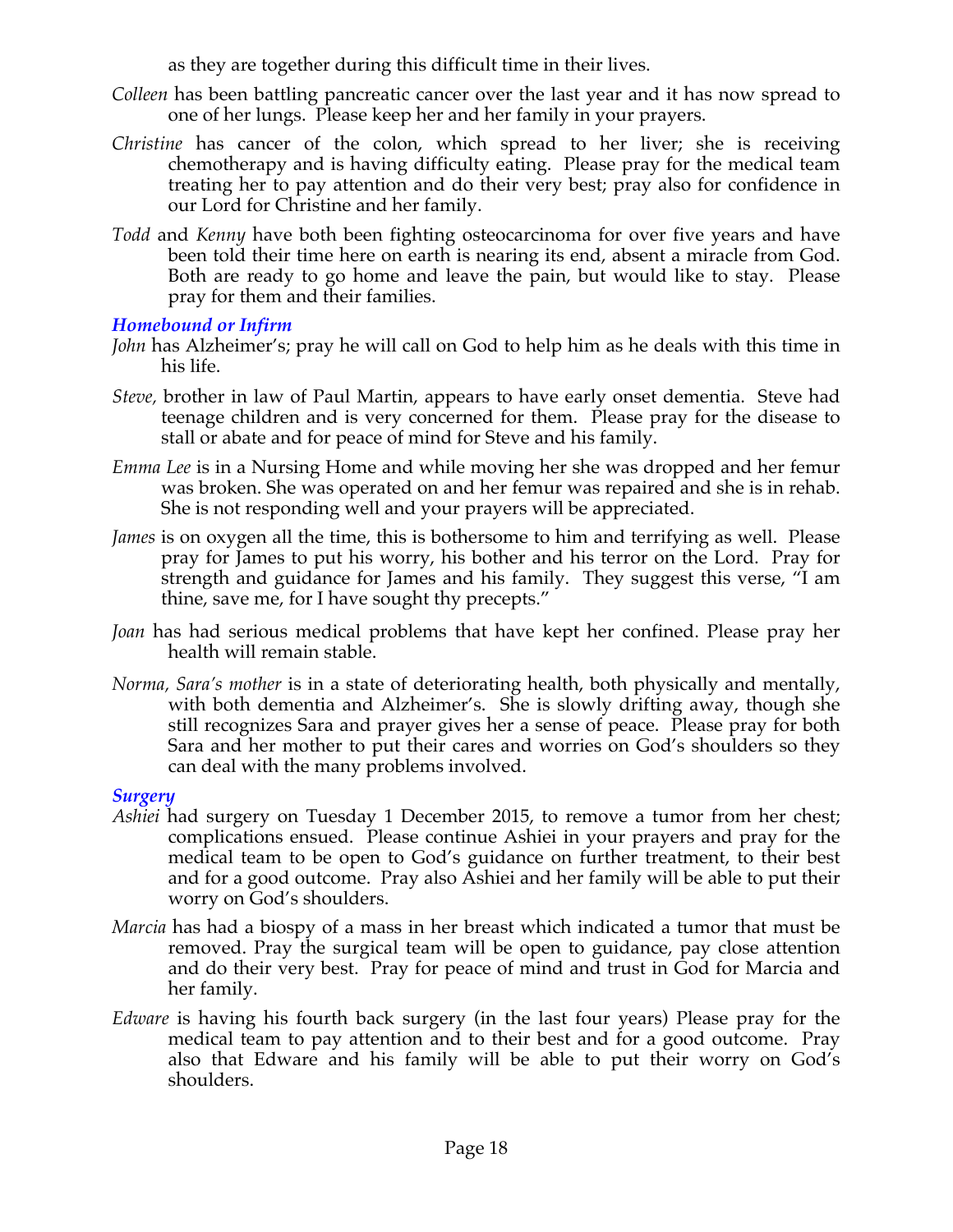as they are together during this difficult time in their lives.

*Colleen* has been battling pancreatic cancer over the last year and it has now spread to one of her lungs. Please keep her and her family in your prayers.

*Christine* has cancer of the colon, which spread to her liver; she is receiving chemotherapy and is having difficulty eating. Please pray for the medical team treating her to pay attention and do their very best; pray also for confidence in our Lord for Christine and her family.

*Todd* and *Kenny* have both been fighting osteocarcinoma for over five years and have been told their time here on earth is nearing its end, absent a miracle from God. Both are ready to go home and leave the pain, but would like to stay. Please pray for them and their families.

### *Homebound or Infirm*

*John* has Alzheimer's; pray he will call on God to help him as he deals with this time in his life.

*Steve,* brother in law of Paul Martin, appears to have early onset dementia. Steve had teenage children and is very concerned for them. Please pray for the disease to stall or abate and for peace of mind for Steve and his family.

*Emma Lee* is in a Nursing Home and while moving her she was dropped and her femur was broken. She was operated on and her femur was repaired and she is in rehab. She is not responding well and your prayers will be appreciated.

*James* is on oxygen all the time, this is bothersome to him and terrifying as well. Please pray for James to put his worry, his bother and his terror on the Lord. Pray for strength and guidance for James and his family. They suggest this verse, "I am thine, save me, for I have sought thy precepts."

*Joan* has had serious medical problems that have kept her confined. Please pray her health will remain stable.

*Norma, Sara's mother* is in a state of deteriorating health, both physically and mentally, with both dementia and Alzheimer's. She is slowly drifting away, though she still recognizes Sara and prayer gives her a sense of peace. Please pray for both Sara and her mother to put their cares and worries on God's shoulders so they can deal with the many problems involved.

### *Surgery*

*Ashiei* had surgery on Tuesday 1 December 2015, to remove a tumor from her chest; complications ensued. Please continue Ashiei in your prayers and pray for the medical team to be open to God's guidance on further treatment, to their best and for a good outcome. Pray also Ashiei and her family will be able to put their worry on God's shoulders.

*Marcia* has had a biospy of a mass in her breast which indicated a tumor that must be removed. Pray the surgical team will be open to guidance, pay close attention and do their very best. Pray for peace of mind and trust in God for Marcia and her family.

*Edware* is having his fourth back surgery (in the last four years) Please pray for the medical team to pay attention and to their best and for a good outcome. Pray also that Edware and his family will be able to put their worry on God's shoulders.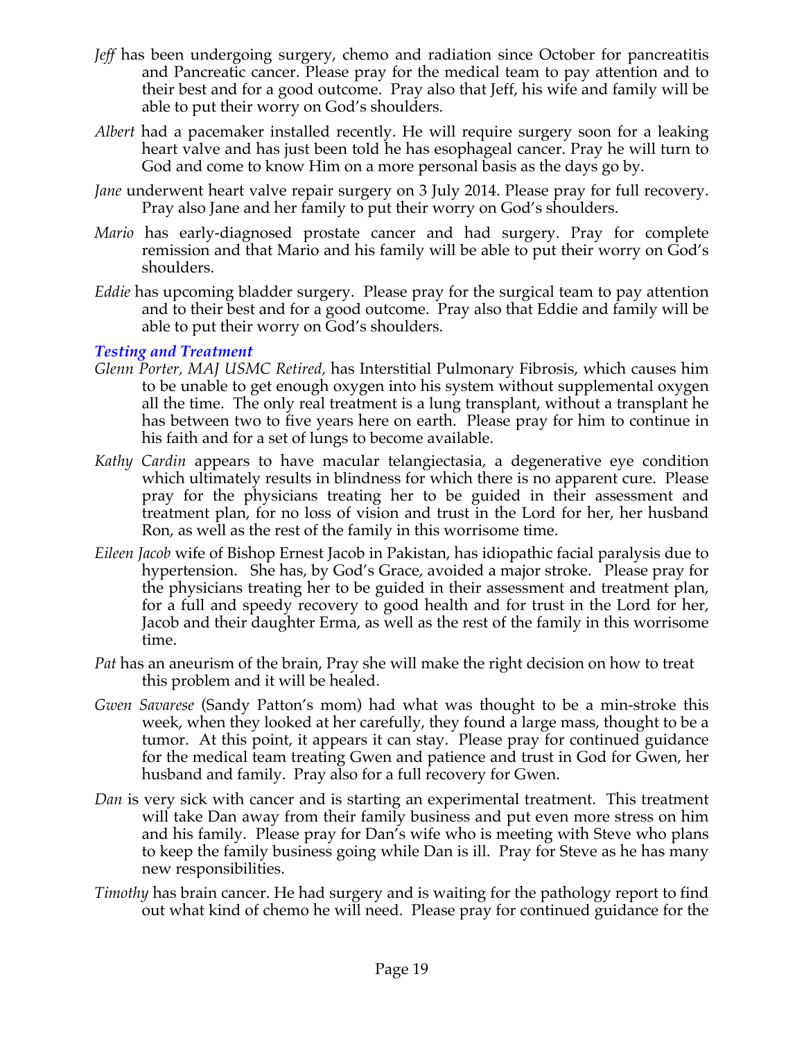*Jeff* has been undergoing surgery, chemo and radiation since October for pancreatitis and Pancreatic cancer. Please pray for the medical team to pay attention and to their best and for a good outcome. Pray also that Jeff, his wife and family will be able to put their worry on God's shoulders.

*Albert* had a pacemaker installed recently. He will require surgery soon for a leaking heart valve and has just been told he has esophageal cancer. Pray he will turn to God and come to know Him on a more personal basis as the days go by.

*Jane* underwent heart valve repair surgery on 3 July 2014. Please pray for full recovery. Pray also Jane and her family to put their worry on God's shoulders.

*Mario* has early-diagnosed prostate cancer and had surgery. Pray for complete remission and that Mario and his family will be able to put their worry on God's shoulders.

*Eddie* has upcoming bladder surgery. Please pray for the surgical team to pay attention and to their best and for a good outcome. Pray also that Eddie and family will be able to put their worry on God's shoulders.

### *Testing and Treatment*

*Glenn Porter, MAJ USMC Retired,* has Interstitial Pulmonary Fibrosis, which causes him to be unable to get enough oxygen into his system without supplemental oxygen all the time. The only real treatment is a lung transplant, without a transplant he has between two to five years here on earth. Please pray for him to continue in his faith and for a set of lungs to become available.

*Kathy Cardin* appears to have macular telangiectasia, a degenerative eye condition which ultimately results in blindness for which there is no apparent cure. Please pray for the physicians treating her to be guided in their assessment and treatment plan, for no loss of vision and trust in the Lord for her, her husband Ron, as well as the rest of the family in this worrisome time.

*Eileen Jacob* wife of Bishop Ernest Jacob in Pakistan, has idiopathic facial paralysis due to hypertension. She has, by God's Grace, avoided a major stroke. Please pray for the physicians treating her to be guided in their assessment and treatment plan, for a full and speedy recovery to good health and for trust in the Lord for her, Jacob and their daughter Erma, as well as the rest of the family in this worrisome time.

*Pat* has an aneurism of the brain, Pray she will make the right decision on how to treat this problem and it will be healed.

*Gwen Savarese* (Sandy Patton's mom) had what was thought to be a min-stroke this week, when they looked at her carefully, they found a large mass, thought to be a tumor. At this point, it appears it can stay. Please pray for continued guidance for the medical team treating Gwen and patience and trust in God for Gwen, her husband and family. Pray also for a full recovery for Gwen.

*Dan* is very sick with cancer and is starting an experimental treatment. This treatment will take Dan away from their family business and put even more stress on him and his family. Please pray for Dan's wife who is meeting with Steve who plans to keep the family business going while Dan is ill. Pray for Steve as he has many new responsibilities.

*Timothy* has brain cancer. He had surgery and is waiting for the pathology report to find out what kind of chemo he will need. Please pray for continued guidance for the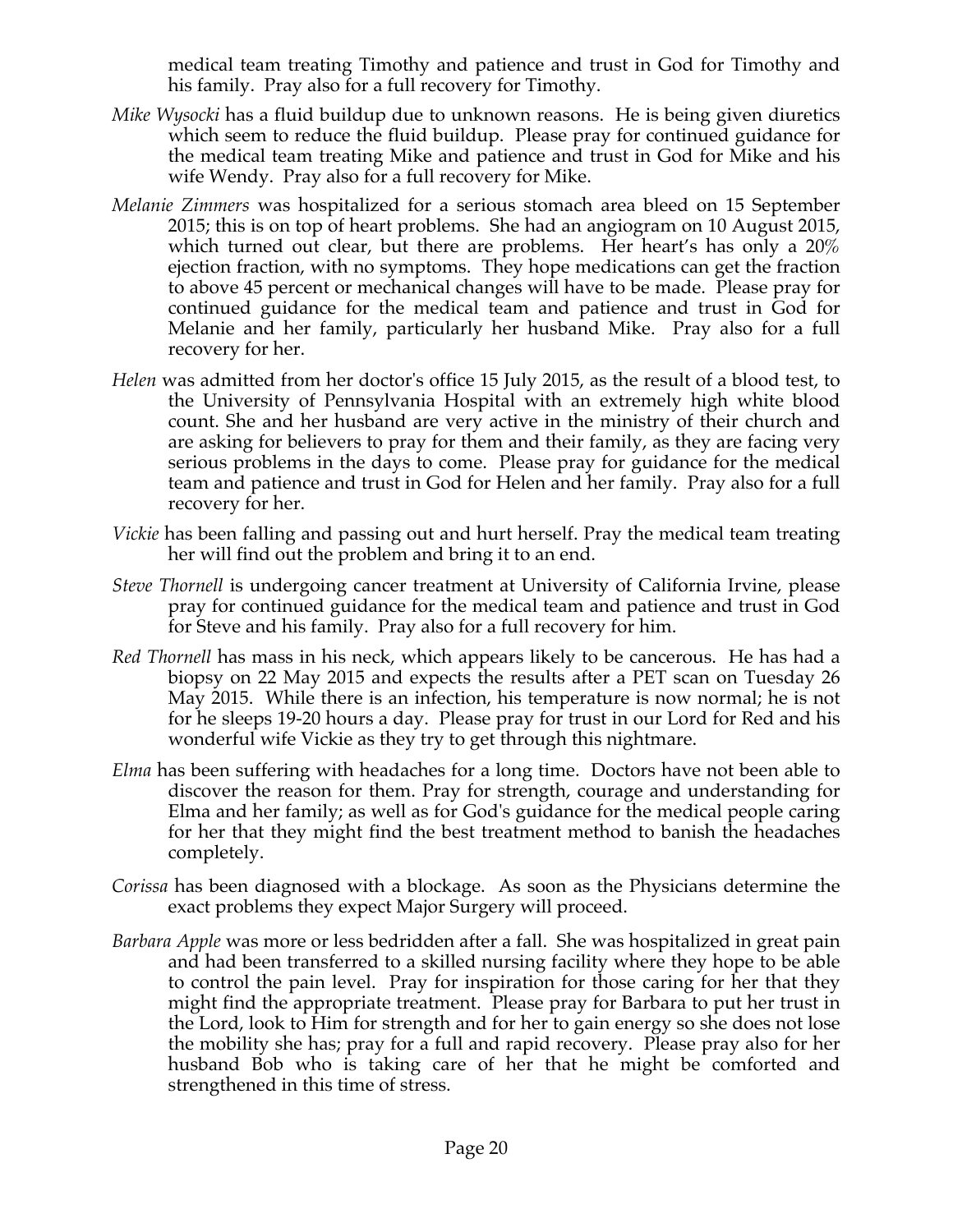medical team treating Timothy and patience and trust in God for Timothy and his family. Pray also for a full recovery for Timothy.

*Mike Wysocki* has a fluid buildup due to unknown reasons. He is being given diuretics which seem to reduce the fluid buildup. Please pray for continued guidance for the medical team treating Mike and patience and trust in God for Mike and his wife Wendy. Pray also for a full recovery for Mike.

*Melanie Zimmers* was hospitalized for a serious stomach area bleed on 15 September 2015; this is on top of heart problems. She had an angiogram on 10 August 2015, which turned out clear, but there are problems. Her heart's has only a 20% ejection fraction, with no symptoms. They hope medications can get the fraction to above 45 percent or mechanical changes will have to be made. Please pray for continued guidance for the medical team and patience and trust in God for Melanie and her family, particularly her husband Mike. Pray also for a full recovery for her.

*Helen* was admitted from her doctor's office 15 July 2015, as the result of a blood test, to the University of Pennsylvania Hospital with an extremely high white blood count. She and her husband are very active in the ministry of their church and are asking for believers to pray for them and their family, as they are facing very serious problems in the days to come. Please pray for guidance for the medical team and patience and trust in God for Helen and her family. Pray also for a full recovery for her.

*Vickie* has been falling and passing out and hurt herself. Pray the medical team treating her will find out the problem and bring it to an end.

*Steve Thornell* is undergoing cancer treatment at University of California Irvine, please pray for continued guidance for the medical team and patience and trust in God for Steve and his family. Pray also for a full recovery for him.

*Red Thornell* has mass in his neck, which appears likely to be cancerous. He has had a biopsy on 22 May 2015 and expects the results after a PET scan on Tuesday 26 May 2015. While there is an infection, his temperature is now normal; he is not for he sleeps 19-20 hours a day. Please pray for trust in our Lord for Red and his wonderful wife Vickie as they try to get through this nightmare.

*Elma* has been suffering with headaches for a long time. Doctors have not been able to discover the reason for them. Pray for strength, courage and understanding for Elma and her family; as well as for God's guidance for the medical people caring for her that they might find the best treatment method to banish the headaches completely.

*Corissa* has been diagnosed with a blockage. As soon as the Physicians determine the exact problems they expect Major Surgery will proceed.

*Barbara Apple* was more or less bedridden after a fall. She was hospitalized in great pain and had been transferred to a skilled nursing facility where they hope to be able to control the pain level. Pray for inspiration for those caring for her that they might find the appropriate treatment. Please pray for Barbara to put her trust in the Lord, look to Him for strength and for her to gain energy so she does not lose the mobility she has; pray for a full and rapid recovery. Please pray also for her husband Bob who is taking care of her that he might be comforted and strengthened in this time of stress.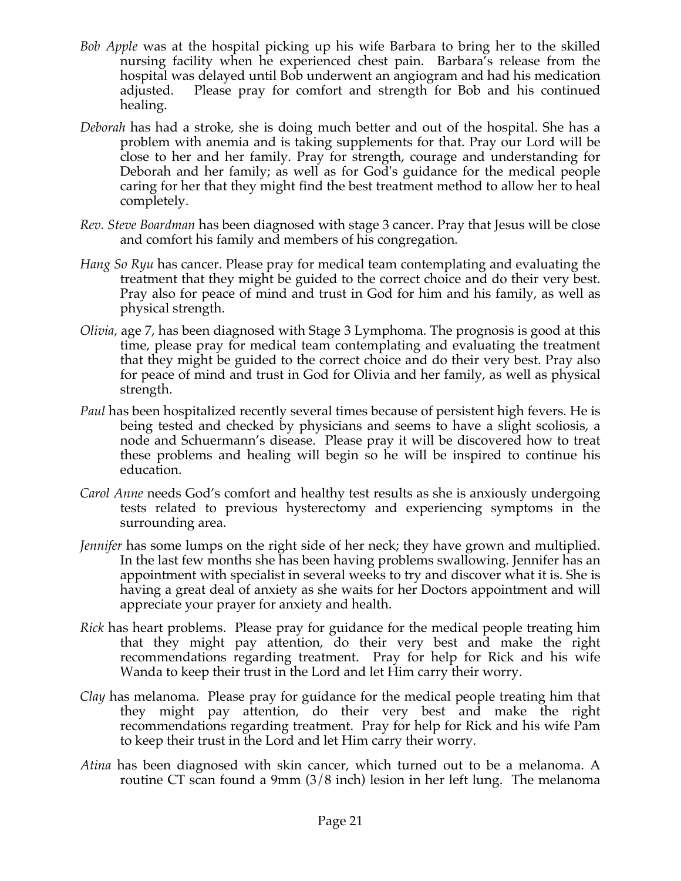*Bob Apple* was at the hospital picking up his wife Barbara to bring her to the skilled nursing facility when he experienced chest pain. Barbara's release from the hospital was delayed until Bob underwent an angiogram and had his medication adjusted. Please pray for comfort and strength for Bob and his continued healing.

*Deborah* has had a stroke, she is doing much better and out of the hospital. She has a problem with anemia and is taking supplements for that. Pray our Lord will be close to her and her family. Pray for strength, courage and understanding for Deborah and her family; as well as for God's guidance for the medical people caring for her that they might find the best treatment method to allow her to heal completely.

*Rev. Steve Boardman* has been diagnosed with stage 3 cancer. Pray that Jesus will be close and comfort his family and members of his congregation.

*Hang So Ryu* has cancer. Please pray for medical team contemplating and evaluating the treatment that they might be guided to the correct choice and do their very best. Pray also for peace of mind and trust in God for him and his family, as well as physical strength.

*Olivia,* age 7, has been diagnosed with Stage 3 Lymphoma. The prognosis is good at this time, please pray for medical team contemplating and evaluating the treatment that they might be guided to the correct choice and do their very best. Pray also for peace of mind and trust in God for Olivia and her family, as well as physical strength.

*Paul* has been hospitalized recently several times because of persistent high fevers. He is being tested and checked by physicians and seems to have a slight scoliosis, a node and Schuermann's disease. Please pray it will be discovered how to treat these problems and healing will begin so he will be inspired to continue his education.

*Carol Anne* needs God's comfort and healthy test results as she is anxiously undergoing tests related to previous hysterectomy and experiencing symptoms in the surrounding area.

*Jennifer* has some lumps on the right side of her neck; they have grown and multiplied. In the last few months she has been having problems swallowing. Jennifer has an appointment with specialist in several weeks to try and discover what it is. She is having a great deal of anxiety as she waits for her Doctors appointment and will appreciate your prayer for anxiety and health.

*Rick* has heart problems. Please pray for guidance for the medical people treating him that they might pay attention, do their very best and make the right recommendations regarding treatment. Pray for help for Rick and his wife Wanda to keep their trust in the Lord and let Him carry their worry.

*Clay* has melanoma. Please pray for guidance for the medical people treating him that they might pay attention, do their very best and make the right recommendations regarding treatment. Pray for help for Rick and his wife Pam to keep their trust in the Lord and let Him carry their worry.

*Atina* has been diagnosed with skin cancer, which turned out to be a melanoma. A routine CT scan found a 9mm (3/8 inch) lesion in her left lung. The melanoma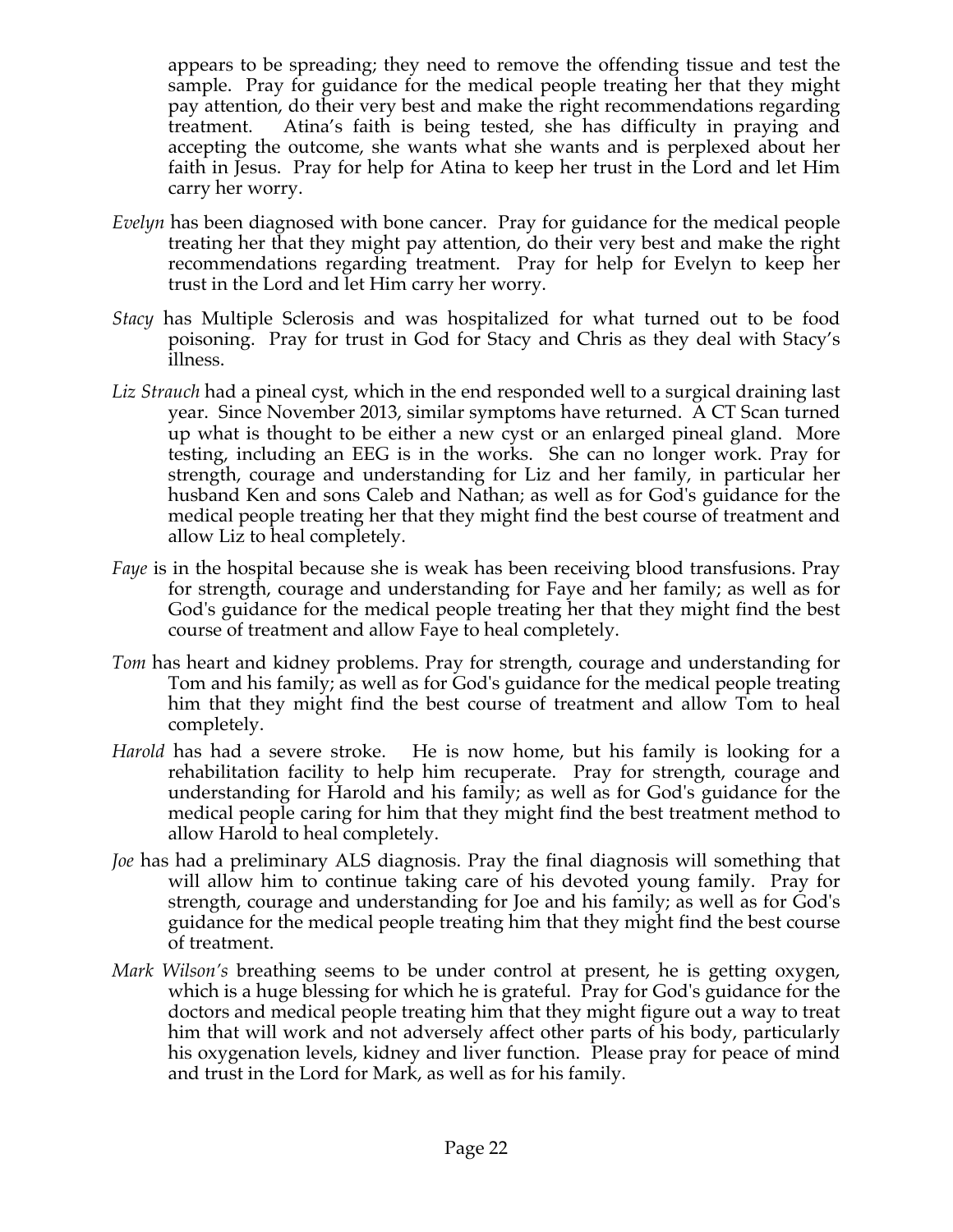appears to be spreading; they need to remove the offending tissue and test the sample. Pray for guidance for the medical people treating her that they might pay attention, do their very best and make the right recommendations regarding treatment. Atina's faith is being tested, she has difficulty in praying and accepting the outcome, she wants what she wants and is perplexed about her faith in Jesus. Pray for help for Atina to keep her trust in the Lord and let Him carry her worry.

*Evelyn* has been diagnosed with bone cancer. Pray for guidance for the medical people treating her that they might pay attention, do their very best and make the right recommendations regarding treatment. Pray for help for Evelyn to keep her trust in the Lord and let Him carry her worry.

*Stacy* has Multiple Sclerosis and was hospitalized for what turned out to be food poisoning. Pray for trust in God for Stacy and Chris as they deal with Stacy's illness.

*Liz Strauch* had a pineal cyst, which in the end responded well to a surgical draining last year. Since November 2013, similar symptoms have returned. A CT Scan turned up what is thought to be either a new cyst or an enlarged pineal gland. More testing, including an EEG is in the works. She can no longer work. Pray for strength, courage and understanding for Liz and her family, in particular her husband Ken and sons Caleb and Nathan; as well as for God's guidance for the medical people treating her that they might find the best course of treatment and allow Liz to heal completely.

*Faye* is in the hospital because she is weak has been receiving blood transfusions. Pray for strength, courage and understanding for Faye and her family; as well as for God's guidance for the medical people treating her that they might find the best course of treatment and allow Faye to heal completely.

*Tom* has heart and kidney problems. Pray for strength, courage and understanding for Tom and his family; as well as for God's guidance for the medical people treating him that they might find the best course of treatment and allow Tom to heal completely.

*Harold* has had a severe stroke. He is now home, but his family is looking for a rehabilitation facility to help him recuperate. Pray for strength, courage and understanding for Harold and his family; as well as for God's guidance for the medical people caring for him that they might find the best treatment method to allow Harold to heal completely.

*Joe* has had a preliminary ALS diagnosis. Pray the final diagnosis will something that will allow him to continue taking care of his devoted young family. Pray for strength, courage and understanding for Joe and his family; as well as for God's guidance for the medical people treating him that they might find the best course of treatment.

*Mark Wilson's* breathing seems to be under control at present, he is getting oxygen, which is a huge blessing for which he is grateful. Pray for God's guidance for the doctors and medical people treating him that they might figure out a way to treat him that will work and not adversely affect other parts of his body, particularly his oxygenation levels, kidney and liver function. Please pray for peace of mind and trust in the Lord for Mark, as well as for his family.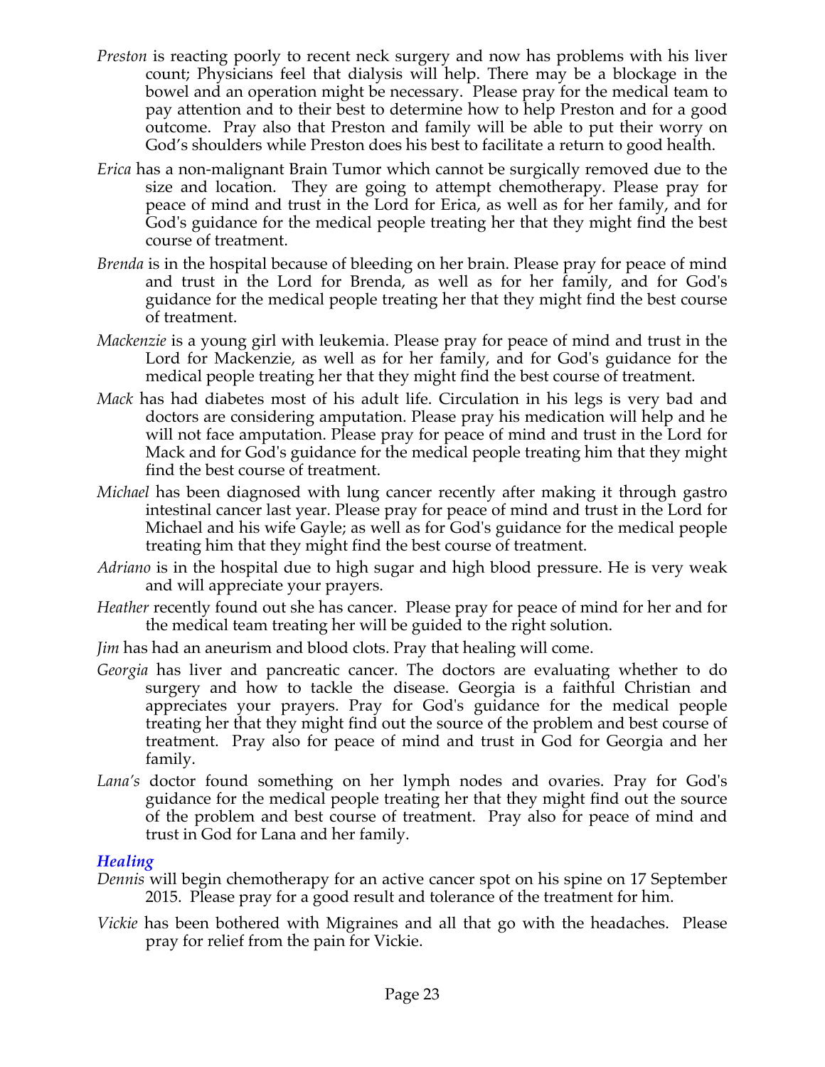*Preston* is reacting poorly to recent neck surgery and now has problems with his liver count; Physicians feel that dialysis will help. There may be a blockage in the bowel and an operation might be necessary. Please pray for the medical team to pay attention and to their best to determine how to help Preston and for a good outcome. Pray also that Preston and family will be able to put their worry on God's shoulders while Preston does his best to facilitate a return to good health.

*Erica* has a non-malignant Brain Tumor which cannot be surgically removed due to the size and location. They are going to attempt chemotherapy. Please pray for peace of mind and trust in the Lord for Erica, as well as for her family, and for God's guidance for the medical people treating her that they might find the best course of treatment.

*Brenda* is in the hospital because of bleeding on her brain. Please pray for peace of mind and trust in the Lord for Brenda, as well as for her family, and for God's guidance for the medical people treating her that they might find the best course of treatment.

*Mackenzie* is a young girl with leukemia. Please pray for peace of mind and trust in the Lord for Mackenzie, as well as for her family, and for God's guidance for the medical people treating her that they might find the best course of treatment.

*Mack* has had diabetes most of his adult life. Circulation in his legs is very bad and doctors are considering amputation. Please pray his medication will help and he will not face amputation. Please pray for peace of mind and trust in the Lord for Mack and for God's guidance for the medical people treating him that they might find the best course of treatment.

*Michael* has been diagnosed with lung cancer recently after making it through gastro intestinal cancer last year. Please pray for peace of mind and trust in the Lord for Michael and his wife Gayle; as well as for God's guidance for the medical people treating him that they might find the best course of treatment.

*Adriano* is in the hospital due to high sugar and high blood pressure. He is very weak and will appreciate your prayers.

*Heather* recently found out she has cancer. Please pray for peace of mind for her and for the medical team treating her will be guided to the right solution.

*Jim* has had an aneurism and blood clots. Pray that healing will come.

*Georgia* has liver and pancreatic cancer. The doctors are evaluating whether to do surgery and how to tackle the disease. Georgia is a faithful Christian and appreciates your prayers. Pray for God's guidance for the medical people treating her that they might find out the source of the problem and best course of treatment. Pray also for peace of mind and trust in God for Georgia and her family.

*Lana's* doctor found something on her lymph nodes and ovaries. Pray for God's guidance for the medical people treating her that they might find out the source of the problem and best course of treatment. Pray also for peace of mind and trust in God for Lana and her family.

### *Healing*

*Dennis* will begin chemotherapy for an active cancer spot on his spine on 17 September 2015. Please pray for a good result and tolerance of the treatment for him.

*Vickie* has been bothered with Migraines and all that go with the headaches. Please pray for relief from the pain for Vickie.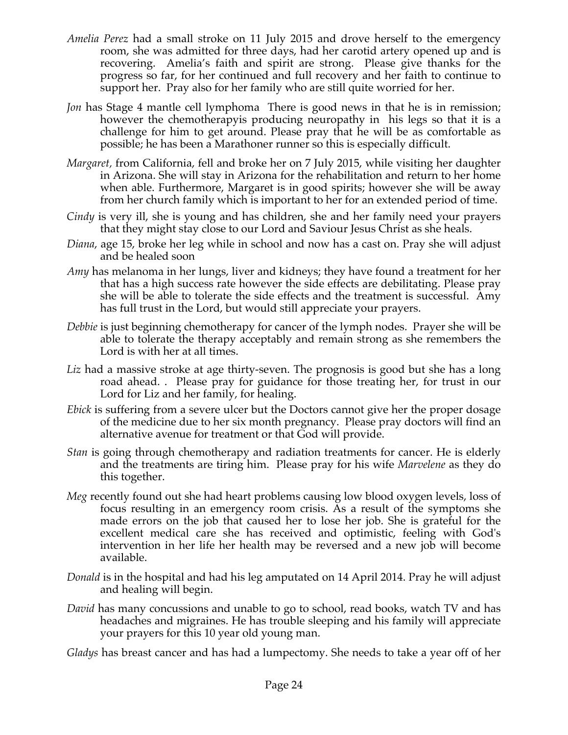*Amelia Perez* had a small stroke on 11 July 2015 and drove herself to the emergency room, she was admitted for three days, had her carotid artery opened up and is recovering. Amelia's faith and spirit are strong. Please give thanks for the progress so far, for her continued and full recovery and her faith to continue to support her. Pray also for her family who are still quite worried for her.

*Jon* has Stage 4 mantle cell lymphoma There is good news in that he is in remission; however the chemotherapyis producing neuropathy in his legs so that it is a challenge for him to get around. Please pray that he will be as comfortable as possible; he has been a Marathoner runner so this is especially difficult.

*Margaret,* from California, fell and broke her on 7 July 2015, while visiting her daughter in Arizona. She will stay in Arizona for the rehabilitation and return to her home when able. Furthermore, Margaret is in good spirits; however she will be away from her church family which is important to her for an extended period of time.

*Cindy* is very ill, she is young and has children, she and her family need your prayers that they might stay close to our Lord and Saviour Jesus Christ as she heals.

*Diana*, age 15, broke her leg while in school and now has a cast on. Pray she will adjust and be healed soon

*Amy* has melanoma in her lungs, liver and kidneys; they have found a treatment for her that has a high success rate however the side effects are debilitating. Please pray she will be able to tolerate the side effects and the treatment is successful. Amy has full trust in the Lord, but would still appreciate your prayers.

*Debbie* is just beginning chemotherapy for cancer of the lymph nodes. Prayer she will be able to tolerate the therapy acceptably and remain strong as she remembers the Lord is with her at all times.

*Liz* had a massive stroke at age thirty-seven. The prognosis is good but she has a long road ahead. . Please pray for guidance for those treating her, for trust in our Lord for Liz and her family, for healing.

*Ebick* is suffering from a severe ulcer but the Doctors cannot give her the proper dosage of the medicine due to her six month pregnancy. Please pray doctors will find an alternative avenue for treatment or that God will provide.

*Stan* is going through chemotherapy and radiation treatments for cancer. He is elderly and the treatments are tiring him. Please pray for his wife *Marvelene* as they do this together.

*Meg* recently found out she had heart problems causing low blood oxygen levels, loss of focus resulting in an emergency room crisis. As a result of the symptoms she made errors on the job that caused her to lose her job. She is grateful for the excellent medical care she has received and optimistic, feeling with God's intervention in her life her health may be reversed and a new job will become available.

*Donald* is in the hospital and had his leg amputated on 14 April 2014. Pray he will adjust and healing will begin.

*David* has many concussions and unable to go to school, read books, watch TV and has headaches and migraines. He has trouble sleeping and his family will appreciate your prayers for this 10 year old young man.

*Gladys* has breast cancer and has had a lumpectomy. She needs to take a year off of her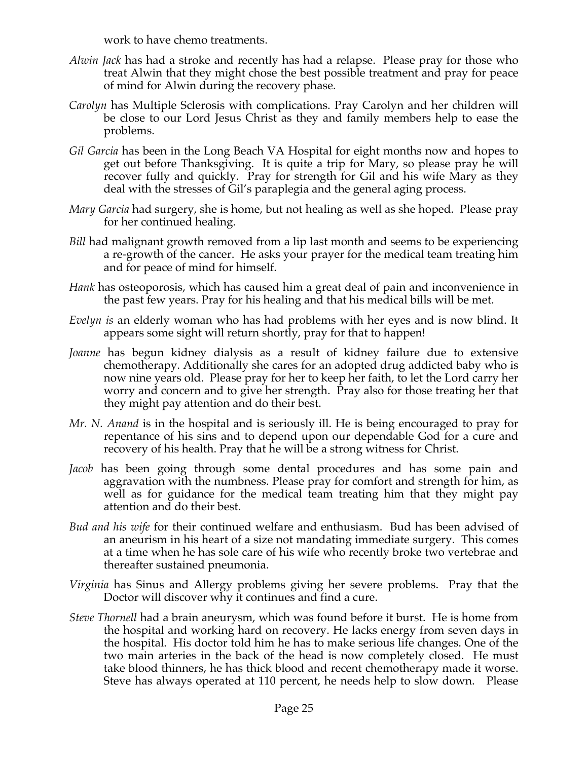work to have chemo treatments.

*Alwin Jack* has had a stroke and recently has had a relapse. Please pray for those who treat Alwin that they might chose the best possible treatment and pray for peace of mind for Alwin during the recovery phase.

*Carolyn* has Multiple Sclerosis with complications. Pray Carolyn and her children will be close to our Lord Jesus Christ as they and family members help to ease the problems.

*Gil Garcia* has been in the Long Beach VA Hospital for eight months now and hopes to get out before Thanksgiving. It is quite a trip for Mary, so please pray he will recover fully and quickly. Pray for strength for Gil and his wife Mary as they deal with the stresses of Gil's paraplegia and the general aging process.

*Mary Garcia* had surgery, she is home, but not healing as well as she hoped. Please pray for her continued healing.

*Bill* had malignant growth removed from a lip last month and seems to be experiencing a re-growth of the cancer. He asks your prayer for the medical team treating him and for peace of mind for himself.

*Hank* has osteoporosis, which has caused him a great deal of pain and inconvenience in the past few years. Pray for his healing and that his medical bills will be met.

*Evelyn is* an elderly woman who has had problems with her eyes and is now blind. It appears some sight will return shortly, pray for that to happen!

*Joanne* has begun kidney dialysis as a result of kidney failure due to extensive chemotherapy. Additionally she cares for an adopted drug addicted baby who is now nine years old. Please pray for her to keep her faith, to let the Lord carry her worry and concern and to give her strength. Pray also for those treating her that they might pay attention and do their best.

*Mr. N. Anand* is in the hospital and is seriously ill. He is being encouraged to pray for repentance of his sins and to depend upon our dependable God for a cure and recovery of his health. Pray that he will be a strong witness for Christ.

*Jacob* has been going through some dental procedures and has some pain and aggravation with the numbness. Please pray for comfort and strength for him, as well as for guidance for the medical team treating him that they might pay attention and do their best.

*Bud and his wife* for their continued welfare and enthusiasm. Bud has been advised of an aneurism in his heart of a size not mandating immediate surgery. This comes at a time when he has sole care of his wife who recently broke two vertebrae and thereafter sustained pneumonia.

*Virginia* has Sinus and Allergy problems giving her severe problems. Pray that the Doctor will discover why it continues and find a cure.

*Steve Thornell* had a brain aneurysm, which was found before it burst. He is home from the hospital and working hard on recovery. He lacks energy from seven days in the hospital. His doctor told him he has to make serious life changes. One of the two main arteries in the back of the head is now completely closed. He must take blood thinners, he has thick blood and recent chemotherapy made it worse. Steve has always operated at 110 percent, he needs help to slow down. Please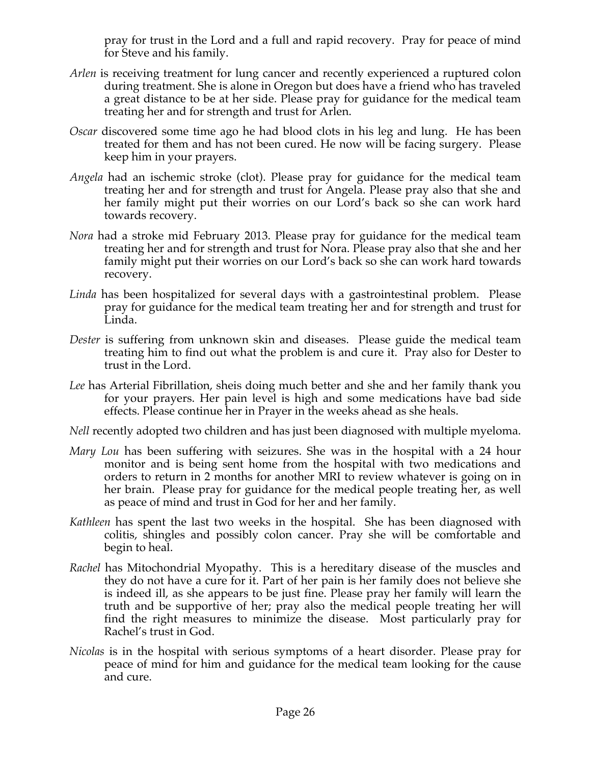pray for trust in the Lord and a full and rapid recovery. Pray for peace of mind for Steve and his family.

*Arlen* is receiving treatment for lung cancer and recently experienced a ruptured colon during treatment. She is alone in Oregon but does have a friend who has traveled a great distance to be at her side. Please pray for guidance for the medical team treating her and for strength and trust for Arlen.

*Oscar* discovered some time ago he had blood clots in his leg and lung. He has been treated for them and has not been cured. He now will be facing surgery. Please keep him in your prayers.

*Angela* had an ischemic stroke (clot). Please pray for guidance for the medical team treating her and for strength and trust for Angela. Please pray also that she and her family might put their worries on our Lord's back so she can work hard towards recovery.

*Nora* had a stroke mid February 2013. Please pray for guidance for the medical team treating her and for strength and trust for Nora. Please pray also that she and her family might put their worries on our Lord's back so she can work hard towards recovery.

*Linda* has been hospitalized for several days with a gastrointestinal problem. Please pray for guidance for the medical team treating her and for strength and trust for Linda.

*Dester* is suffering from unknown skin and diseases. Please guide the medical team treating him to find out what the problem is and cure it. Pray also for Dester to trust in the Lord.

*Lee* has Arterial Fibrillation, sheis doing much better and she and her family thank you for your prayers. Her pain level is high and some medications have bad side effects. Please continue her in Prayer in the weeks ahead as she heals.

*Nell* recently adopted two children and has just been diagnosed with multiple myeloma.

*Mary Lou* has been suffering with seizures. She was in the hospital with a 24 hour monitor and is being sent home from the hospital with two medications and orders to return in 2 months for another MRI to review whatever is going on in her brain. Please pray for guidance for the medical people treating her, as well as peace of mind and trust in God for her and her family.

*Kathleen* has spent the last two weeks in the hospital. She has been diagnosed with colitis, shingles and possibly colon cancer. Pray she will be comfortable and begin to heal.

*Rachel* has Mitochondrial Myopathy. This is a hereditary disease of the muscles and they do not have a cure for it. Part of her pain is her family does not believe she is indeed ill, as she appears to be just fine. Please pray her family will learn the truth and be supportive of her; pray also the medical people treating her will find the right measures to minimize the disease. Most particularly pray for Rachel's trust in God.

*Nicolas* is in the hospital with serious symptoms of a heart disorder. Please pray for peace of mind for him and guidance for the medical team looking for the cause and cure.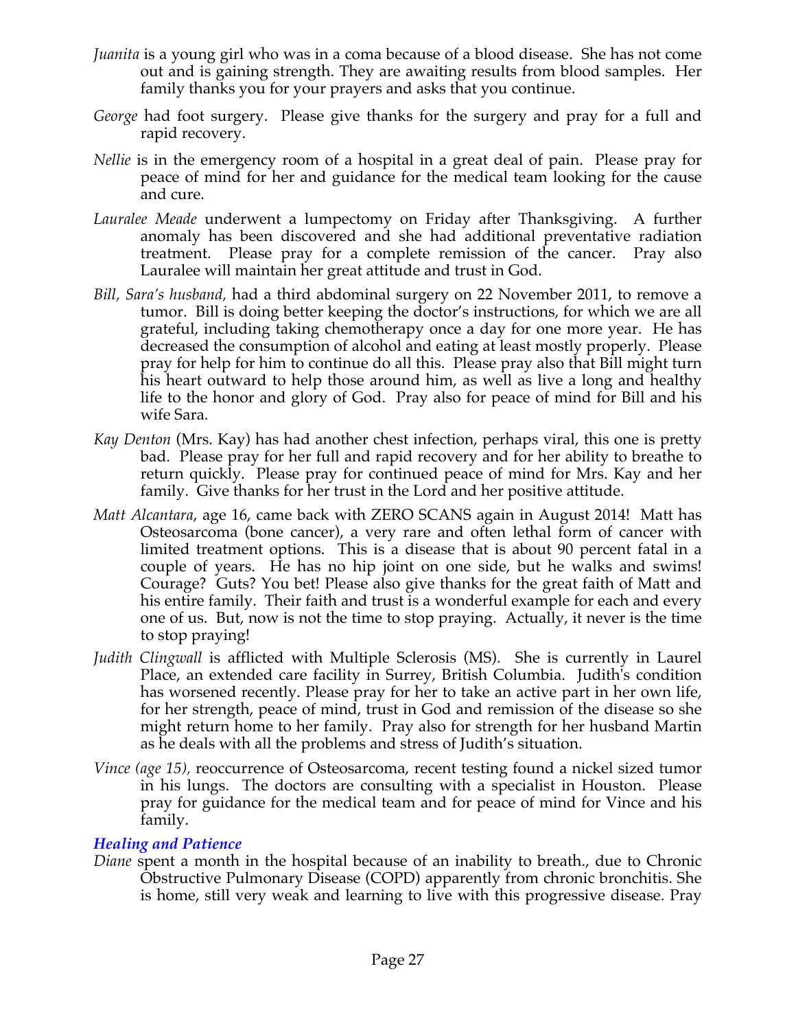*Juanita* is a young girl who was in a coma because of a blood disease. She has not come out and is gaining strength. They are awaiting results from blood samples. Her family thanks you for your prayers and asks that you continue.

*George* had foot surgery. Please give thanks for the surgery and pray for a full and rapid recovery.

*Nellie* is in the emergency room of a hospital in a great deal of pain. Please pray for peace of mind for her and guidance for the medical team looking for the cause and cure.

*Lauralee Meade* underwent a lumpectomy on Friday after Thanksgiving. A further anomaly has been discovered and she had additional preventative radiation treatment. Please pray for a complete remission of the cancer. Pray also Lauralee will maintain her great attitude and trust in God.

*Bill, Sara's husband,* had a third abdominal surgery on 22 November 2011, to remove a tumor. Bill is doing better keeping the doctor's instructions, for which we are all grateful, including taking chemotherapy once a day for one more year. He has decreased the consumption of alcohol and eating at least mostly properly. Please pray for help for him to continue do all this. Please pray also that Bill might turn his heart outward to help those around him, as well as live a long and healthy life to the honor and glory of God. Pray also for peace of mind for Bill and his wife Sara.

*Kay Denton* (Mrs. Kay) has had another chest infection, perhaps viral, this one is pretty bad. Please pray for her full and rapid recovery and for her ability to breathe to return quickly. Please pray for continued peace of mind for Mrs. Kay and her family. Give thanks for her trust in the Lord and her positive attitude.

*Matt Alcantara*, age 16, came back with ZERO SCANS again in August 2014! Matt has Osteosarcoma (bone cancer), a very rare and often lethal form of cancer with limited treatment options. This is a disease that is about 90 percent fatal in a couple of years. He has no hip joint on one side, but he walks and swims! Courage? Guts? You bet! Please also give thanks for the great faith of Matt and his entire family. Their faith and trust is a wonderful example for each and every one of us. But, now is not the time to stop praying. Actually, it never is the time to stop praying!

*Judith Clingwall* is afflicted with Multiple Sclerosis (MS). She is currently in Laurel Place, an extended care facility in Surrey, British Columbia. Judith's condition has worsened recently. Please pray for her to take an active part in her own life, for her strength, peace of mind, trust in God and remission of the disease so she might return home to her family. Pray also for strength for her husband Martin as he deals with all the problems and stress of Judith's situation.

*Vince (age 15),* reoccurrence of Osteosarcoma, recent testing found a nickel sized tumor in his lungs. The doctors are consulting with a specialist in Houston. Please pray for guidance for the medical team and for peace of mind for Vince and his family.

### *Healing and Patience*

*Diane* spent a month in the hospital because of an inability to breath., due to Chronic Obstructive Pulmonary Disease (COPD) apparently from chronic bronchitis. She is home, still very weak and learning to live with this progressive disease. Pray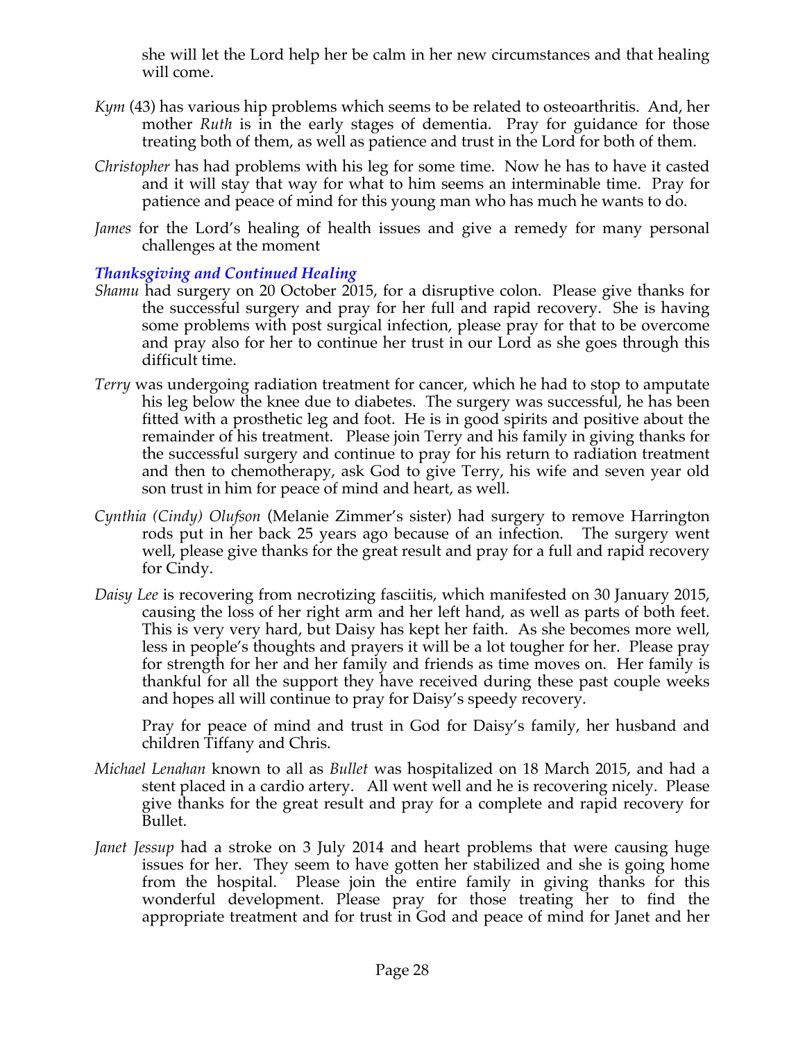she will let the Lord help her be calm in her new circumstances and that healing will come.

*Kym* (43) has various hip problems which seems to be related to osteoarthritis. And, her mother *Ruth* is in the early stages of dementia. Pray for guidance for those treating both of them, as well as patience and trust in the Lord for both of them.

*Christopher* has had problems with his leg for some time. Now he has to have it casted and it will stay that way for what to him seems an interminable time. Pray for patience and peace of mind for this young man who has much he wants to do.

*James* for the Lord's healing of health issues and give a remedy for many personal challenges at the moment

### *Thanksgiving and Continued Healing*

*Shamu* had surgery on 20 October 2015, for a disruptive colon. Please give thanks for the successful surgery and pray for her full and rapid recovery. She is having some problems with post surgical infection, please pray for that to be overcome and pray also for her to continue her trust in our Lord as she goes through this difficult time.

*Terry* was undergoing radiation treatment for cancer, which he had to stop to amputate his leg below the knee due to diabetes. The surgery was successful, he has been fitted with a prosthetic leg and foot. He is in good spirits and positive about the remainder of his treatment. Please join Terry and his family in giving thanks for the successful surgery and continue to pray for his return to radiation treatment and then to chemotherapy, ask God to give Terry, his wife and seven year old son trust in him for peace of mind and heart, as well.

*Cynthia (Cindy) Olufson* (Melanie Zimmer's sister) had surgery to remove Harrington rods put in her back 25 years ago because of an infection. The surgery went well, please give thanks for the great result and pray for a full and rapid recovery for Cindy.

*Daisy Lee* is recovering from necrotizing fasciitis, which manifested on 30 January 2015, causing the loss of her right arm and her left hand, as well as parts of both feet. This is very very hard, but Daisy has kept her faith. As she becomes more well, less in people's thoughts and prayers it will be a lot tougher for her. Please pray for strength for her and her family and friends as time moves on. Her family is thankful for all the support they have received during these past couple weeks and hopes all will continue to pray for Daisy's speedy recovery.

Pray for peace of mind and trust in God for Daisy's family, her husband and children Tiffany and Chris.

*Michael Lenahan* known to all as *Bullet* was hospitalized on 18 March 2015, and had a stent placed in a cardio artery. All went well and he is recovering nicely. Please give thanks for the great result and pray for a complete and rapid recovery for Bullet.

*Janet Jessup* had a stroke on 3 July 2014 and heart problems that were causing huge issues for her. They seem to have gotten her stabilized and she is going home from the hospital. Please join the entire family in giving thanks for this wonderful development. Please pray for those treating her to find the appropriate treatment and for trust in God and peace of mind for Janet and her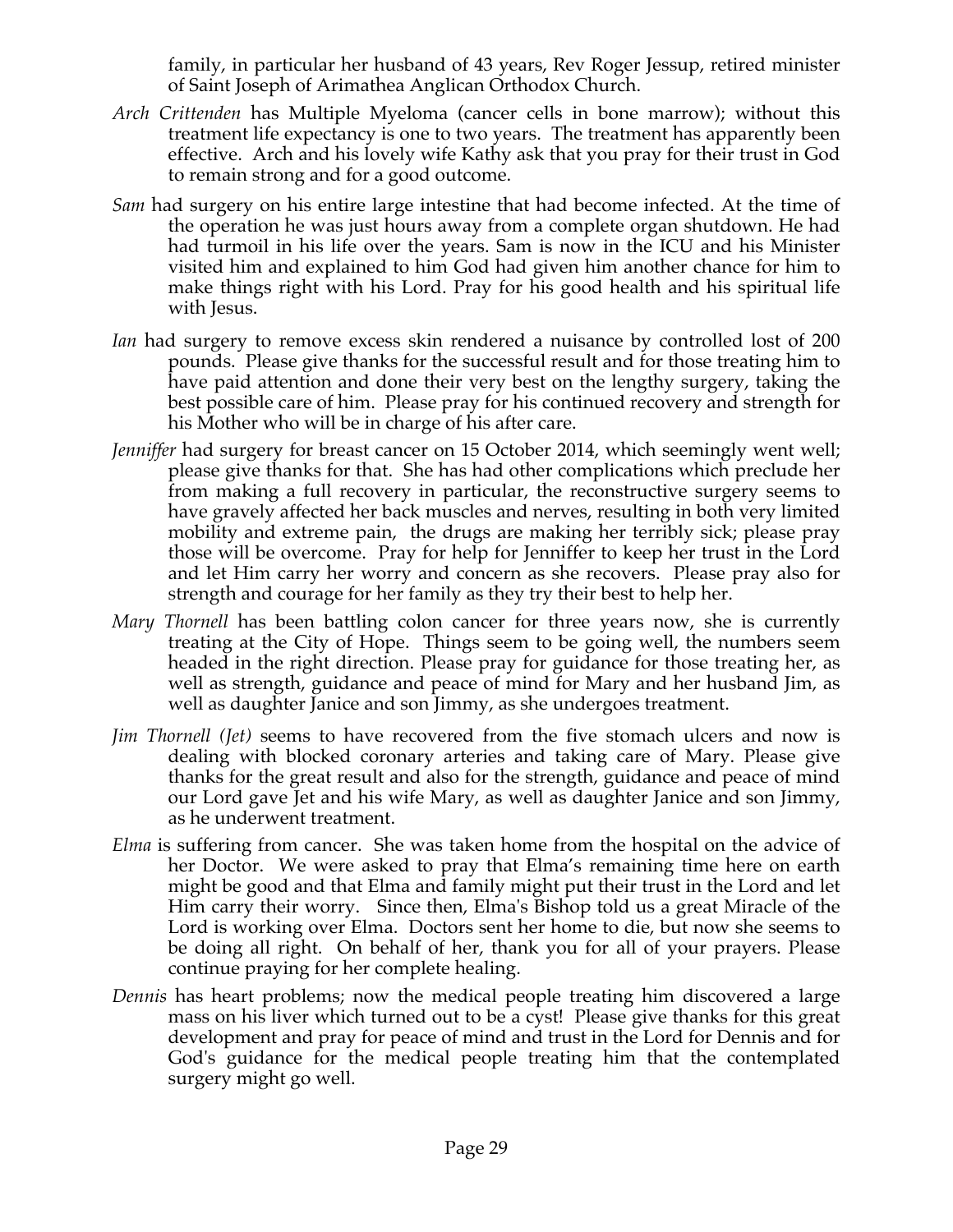family, in particular her husband of 43 years, Rev Roger Jessup, retired minister of Saint Joseph of Arimathea Anglican Orthodox Church.

*Arch Crittenden* has Multiple Myeloma (cancer cells in bone marrow); without this treatment life expectancy is one to two years. The treatment has apparently been effective. Arch and his lovely wife Kathy ask that you pray for their trust in God to remain strong and for a good outcome.

*Sam* had surgery on his entire large intestine that had become infected. At the time of the operation he was just hours away from a complete organ shutdown. He had had turmoil in his life over the years. Sam is now in the ICU and his Minister visited him and explained to him God had given him another chance for him to make things right with his Lord. Pray for his good health and his spiritual life with Jesus.

*Ian* had surgery to remove excess skin rendered a nuisance by controlled lost of 200 pounds. Please give thanks for the successful result and for those treating him to have paid attention and done their very best on the lengthy surgery, taking the best possible care of him. Please pray for his continued recovery and strength for his Mother who will be in charge of his after care.

*Jenniffer* had surgery for breast cancer on 15 October 2014, which seemingly went well; please give thanks for that. She has had other complications which preclude her from making a full recovery in particular, the reconstructive surgery seems to have gravely affected her back muscles and nerves, resulting in both very limited mobility and extreme pain, the drugs are making her terribly sick; please pray those will be overcome. Pray for help for Jenniffer to keep her trust in the Lord and let Him carry her worry and concern as she recovers. Please pray also for strength and courage for her family as they try their best to help her.

*Mary Thornell* has been battling colon cancer for three years now, she is currently treating at the City of Hope. Things seem to be going well, the numbers seem headed in the right direction. Please pray for guidance for those treating her, as well as strength, guidance and peace of mind for Mary and her husband Jim, as well as daughter Janice and son Jimmy, as she undergoes treatment.

*Jim Thornell (Jet)* seems to have recovered from the five stomach ulcers and now is dealing with blocked coronary arteries and taking care of Mary. Please give thanks for the great result and also for the strength, guidance and peace of mind our Lord gave Jet and his wife Mary, as well as daughter Janice and son Jimmy, as he underwent treatment.

*Elma* is suffering from cancer. She was taken home from the hospital on the advice of her Doctor. We were asked to pray that Elma's remaining time here on earth might be good and that Elma and family might put their trust in the Lord and let Him carry their worry. Since then, Elma's Bishop told us a great Miracle of the Lord is working over Elma. Doctors sent her home to die, but now she seems to be doing all right. On behalf of her, thank you for all of your prayers. Please continue praying for her complete healing.

*Dennis* has heart problems; now the medical people treating him discovered a large mass on his liver which turned out to be a cyst! Please give thanks for this great development and pray for peace of mind and trust in the Lord for Dennis and for God's guidance for the medical people treating him that the contemplated surgery might go well.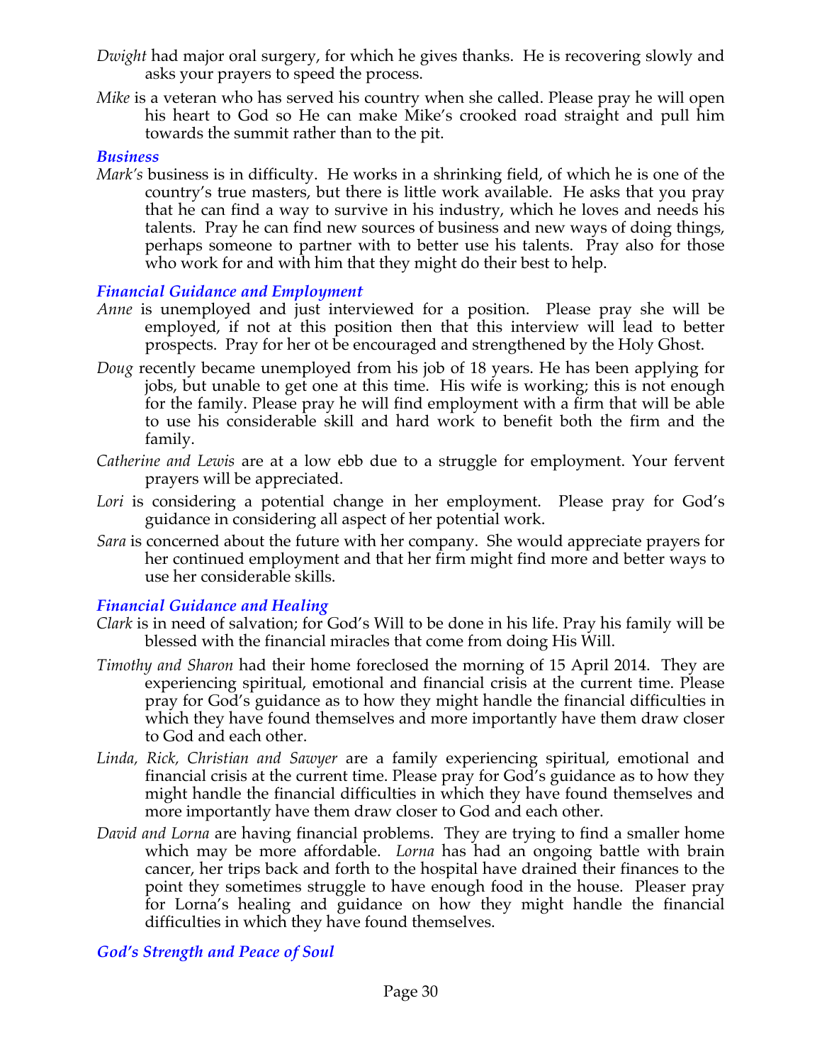*Dwight* had major oral surgery, for which he gives thanks. He is recovering slowly and asks your prayers to speed the process.

*Mike* is a veteran who has served his country when she called. Please pray he will open his heart to God so He can make Mike's crooked road straight and pull him towards the summit rather than to the pit.

### *Business*

*Mark's* business is in difficulty. He works in a shrinking field, of which he is one of the country's true masters, but there is little work available. He asks that you pray that he can find a way to survive in his industry, which he loves and needs his talents. Pray he can find new sources of business and new ways of doing things, perhaps someone to partner with to better use his talents. Pray also for those who work for and with him that they might do their best to help.

### *Financial Guidance and Employment*

*Anne* is unemployed and just interviewed for a position. Please pray she will be employed, if not at this position then that this interview will lead to better prospects. Pray for her ot be encouraged and strengthened by the Holy Ghost.

*Doug* recently became unemployed from his job of 18 years. He has been applying for jobs, but unable to get one at this time. His wife is working; this is not enough for the family. Please pray he will find employment with a firm that will be able to use his considerable skill and hard work to benefit both the firm and the family.

*Catherine and Lewis* are at a low ebb due to a struggle for employment. Your fervent prayers will be appreciated.

*Lori* is considering a potential change in her employment. Please pray for God's guidance in considering all aspect of her potential work.

*Sara* is concerned about the future with her company. She would appreciate prayers for her continued employment and that her firm might find more and better ways to use her considerable skills.

### *Financial Guidance and Healing*

*Clark* is in need of salvation; for God's Will to be done in his life. Pray his family will be blessed with the financial miracles that come from doing His Will.

*Timothy and Sharon* had their home foreclosed the morning of 15 April 2014. They are experiencing spiritual, emotional and financial crisis at the current time. Please pray for God's guidance as to how they might handle the financial difficulties in which they have found themselves and more importantly have them draw closer to God and each other.

*Linda, Rick, Christian and Sawyer* are a family experiencing spiritual, emotional and financial crisis at the current time. Please pray for God's guidance as to how they might handle the financial difficulties in which they have found themselves and more importantly have them draw closer to God and each other.

*David and Lorna* are having financial problems. They are trying to find a smaller home which may be more affordable. *Lorna* has had an ongoing battle with brain cancer, her trips back and forth to the hospital have drained their finances to the point they sometimes struggle to have enough food in the house. Pleaser pray for Lorna's healing and guidance on how they might handle the financial difficulties in which they have found themselves.

### *God's Strength and Peace of Soul*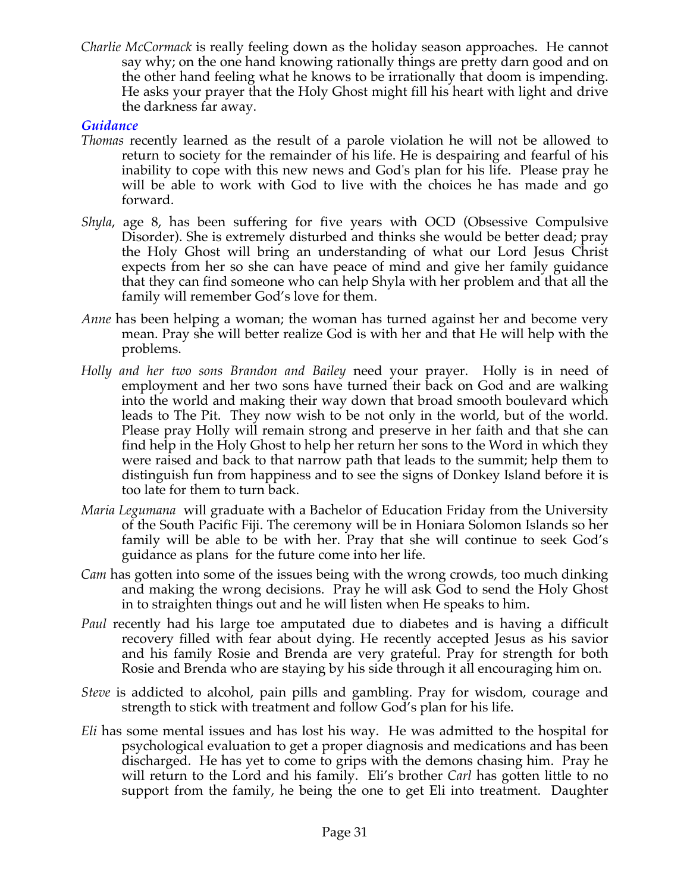*Charlie McCormack* is really feeling down as the holiday season approaches. He cannot say why; on the one hand knowing rationally things are pretty darn good and on the other hand feeling what he knows to be irrationally that doom is impending. He asks your prayer that the Holy Ghost might fill his heart with light and drive the darkness far away.

### *Guidance*

*Thomas* recently learned as the result of a parole violation he will not be allowed to return to society for the remainder of his life. He is despairing and fearful of his inability to cope with this new news and God's plan for his life. Please pray he will be able to work with God to live with the choices he has made and go forward.

*Shyla*, age 8, has been suffering for five years with OCD (Obsessive Compulsive Disorder). She is extremely disturbed and thinks she would be better dead; pray the Holy Ghost will bring an understanding of what our Lord Jesus Christ expects from her so she can have peace of mind and give her family guidance that they can find someone who can help Shyla with her problem and that all the family will remember God's love for them.

*Anne* has been helping a woman; the woman has turned against her and become very mean. Pray she will better realize God is with her and that He will help with the problems.

*Holly and her two sons Brandon and Bailey* need your prayer. Holly is in need of employment and her two sons have turned their back on God and are walking into the world and making their way down that broad smooth boulevard which leads to The Pit. They now wish to be not only in the world, but of the world. Please pray Holly will remain strong and preserve in her faith and that she can find help in the Holy Ghost to help her return her sons to the Word in which they were raised and back to that narrow path that leads to the summit; help them to distinguish fun from happiness and to see the signs of Donkey Island before it is too late for them to turn back.

*Maria Legumana* will graduate with a Bachelor of Education Friday from the University of the South Pacific Fiji. The ceremony will be in Honiara Solomon Islands so her family will be able to be with her. Pray that she will continue to seek God's guidance as plans for the future come into her life.

*Cam* has gotten into some of the issues being with the wrong crowds, too much dinking and making the wrong decisions. Pray he will ask God to send the Holy Ghost in to straighten things out and he will listen when He speaks to him.

*Paul* recently had his large toe amputated due to diabetes and is having a difficult recovery filled with fear about dying. He recently accepted Jesus as his savior and his family Rosie and Brenda are very grateful. Pray for strength for both Rosie and Brenda who are staying by his side through it all encouraging him on.

*Steve* is addicted to alcohol, pain pills and gambling. Pray for wisdom, courage and strength to stick with treatment and follow God's plan for his life.

*Eli* has some mental issues and has lost his way. He was admitted to the hospital for psychological evaluation to get a proper diagnosis and medications and has been discharged. He has yet to come to grips with the demons chasing him. Pray he will return to the Lord and his family. Eli's brother *Carl* has gotten little to no support from the family, he being the one to get Eli into treatment. Daughter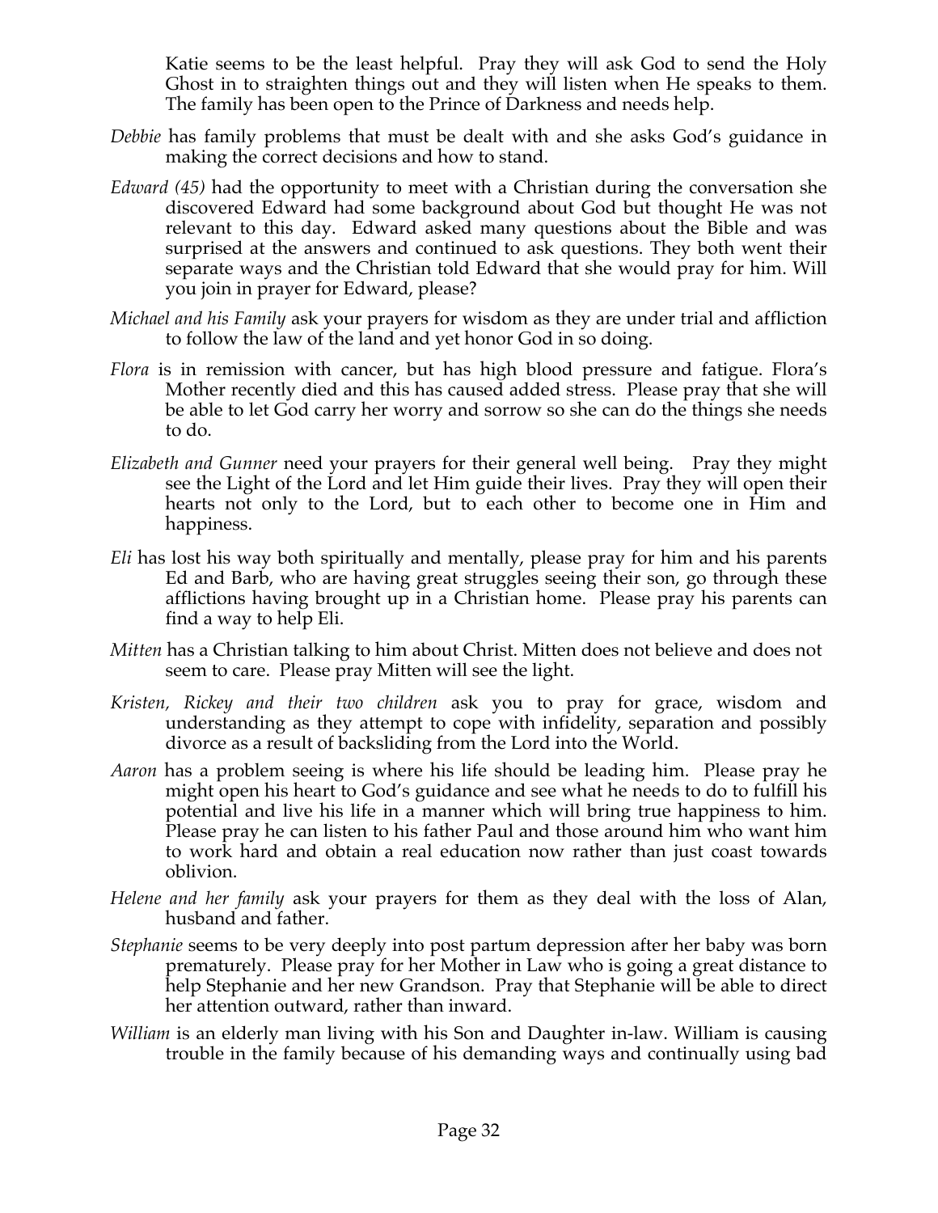Katie seems to be the least helpful. Pray they will ask God to send the Holy Ghost in to straighten things out and they will listen when He speaks to them. The family has been open to the Prince of Darkness and needs help.

*Debbie* has family problems that must be dealt with and she asks God's guidance in making the correct decisions and how to stand.

*Edward (45)* had the opportunity to meet with a Christian during the conversation she discovered Edward had some background about God but thought He was not relevant to this day. Edward asked many questions about the Bible and was surprised at the answers and continued to ask questions. They both went their separate ways and the Christian told Edward that she would pray for him. Will you join in prayer for Edward, please?

*Michael and his Family* ask your prayers for wisdom as they are under trial and affliction to follow the law of the land and yet honor God in so doing.

*Flora* is in remission with cancer, but has high blood pressure and fatigue. Flora's Mother recently died and this has caused added stress. Please pray that she will be able to let God carry her worry and sorrow so she can do the things she needs to do.

*Elizabeth and Gunner* need your prayers for their general well being. Pray they might see the Light of the Lord and let Him guide their lives. Pray they will open their hearts not only to the Lord, but to each other to become one in Him and happiness.

*Eli* has lost his way both spiritually and mentally, please pray for him and his parents Ed and Barb, who are having great struggles seeing their son, go through these afflictions having brought up in a Christian home. Please pray his parents can find a way to help Eli.

*Mitten* has a Christian talking to him about Christ. Mitten does not believe and does not seem to care. Please pray Mitten will see the light.

*Kristen, Rickey and their two children* ask you to pray for grace, wisdom and understanding as they attempt to cope with infidelity, separation and possibly divorce as a result of backsliding from the Lord into the World.

*Aaron* has a problem seeing is where his life should be leading him. Please pray he might open his heart to God's guidance and see what he needs to do to fulfill his potential and live his life in a manner which will bring true happiness to him. Please pray he can listen to his father Paul and those around him who want him to work hard and obtain a real education now rather than just coast towards oblivion.

*Helene and her family* ask your prayers for them as they deal with the loss of Alan, husband and father.

*Stephanie* seems to be very deeply into post partum depression after her baby was born prematurely. Please pray for her Mother in Law who is going a great distance to help Stephanie and her new Grandson. Pray that Stephanie will be able to direct her attention outward, rather than inward.

*William* is an elderly man living with his Son and Daughter in-law. William is causing trouble in the family because of his demanding ways and continually using bad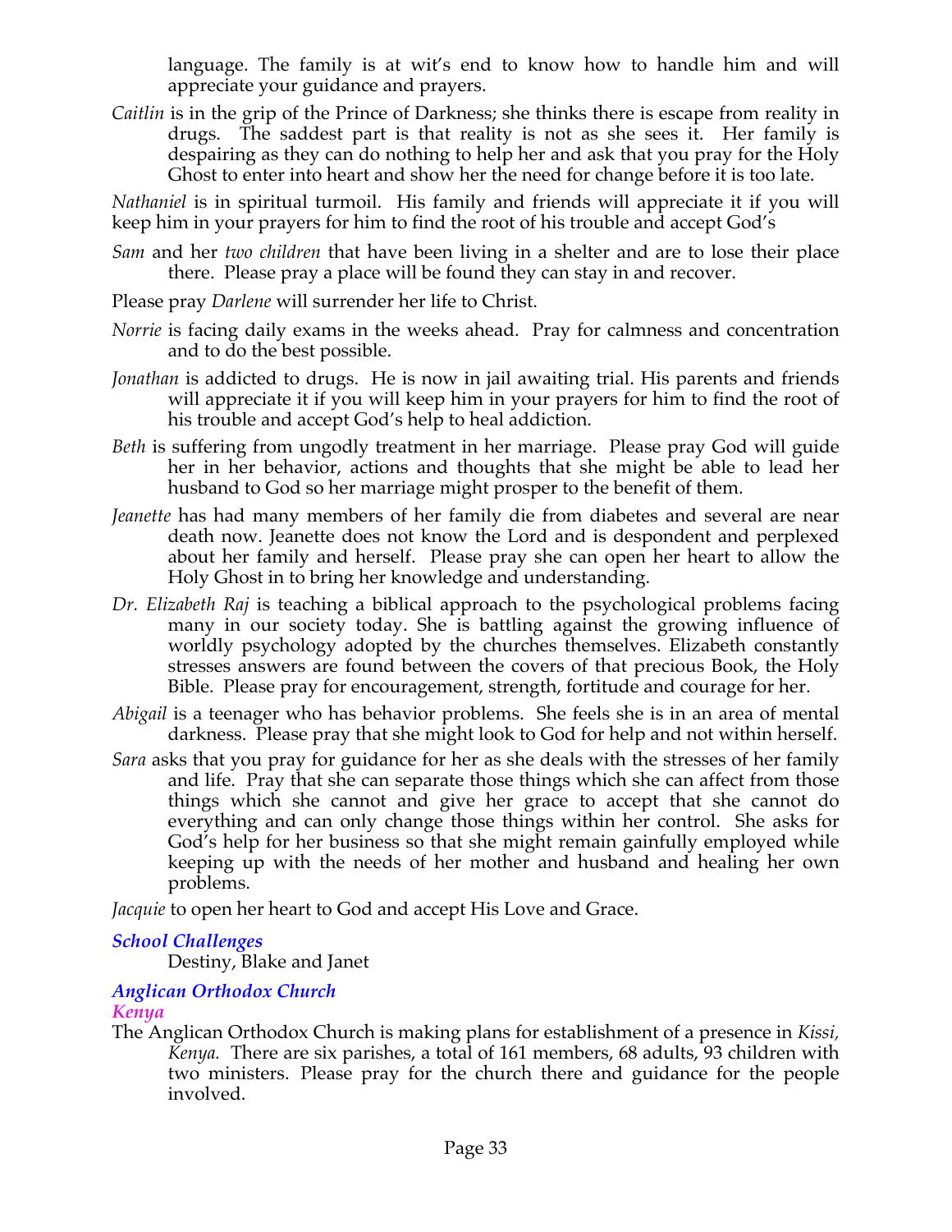language. The family is at wit's end to know how to handle him and will appreciate your guidance and prayers.

*Caitlin* is in the grip of the Prince of Darkness; she thinks there is escape from reality in drugs. The saddest part is that reality is not as she sees it. Her family is despairing as they can do nothing to help her and ask that you pray for the Holy Ghost to enter into heart and show her the need for change before it is too late.

*Nathaniel* is in spiritual turmoil. His family and friends will appreciate it if you will keep him in your prayers for him to find the root of his trouble and accept God's

*Sam* and her *two children* that have been living in a shelter and are to lose their place there. Please pray a place will be found they can stay in and recover.

Please pray *Darlene* will surrender her life to Christ.

*Norrie* is facing daily exams in the weeks ahead. Pray for calmness and concentration and to do the best possible.

*Jonathan* is addicted to drugs. He is now in jail awaiting trial. His parents and friends will appreciate it if you will keep him in your prayers for him to find the root of his trouble and accept God's help to heal addiction.

*Beth* is suffering from ungodly treatment in her marriage. Please pray God will guide her in her behavior, actions and thoughts that she might be able to lead her husband to God so her marriage might prosper to the benefit of them.

*Jeanette* has had many members of her family die from diabetes and several are near death now. Jeanette does not know the Lord and is despondent and perplexed about her family and herself. Please pray she can open her heart to allow the Holy Ghost in to bring her knowledge and understanding.

*Dr. Elizabeth Raj* is teaching a biblical approach to the psychological problems facing many in our society today. She is battling against the growing influence of worldly psychology adopted by the churches themselves. Elizabeth constantly stresses answers are found between the covers of that precious Book, the Holy Bible. Please pray for encouragement, strength, fortitude and courage for her.

*Abigail* is a teenager who has behavior problems. She feels she is in an area of mental darkness. Please pray that she might look to God for help and not within herself.

*Sara* asks that you pray for guidance for her as she deals with the stresses of her family and life. Pray that she can separate those things which she can affect from those things which she cannot and give her grace to accept that she cannot do everything and can only change those things within her control. She asks for God's help for her business so that she might remain gainfully employed while keeping up with the needs of her mother and husband and healing her own problems.

*Jacquie* to open her heart to God and accept His Love and Grace.

### *School Challenges*

Destiny, Blake and Janet

### *Anglican Orthodox Church*

#### *Kenya*

The Anglican Orthodox Church is making plans for establishment of a presence in *Kissi, Kenya.* There are six parishes, a total of 161 members, 68 adults, 93 children with two ministers. Please pray for the church there and guidance for the people involved.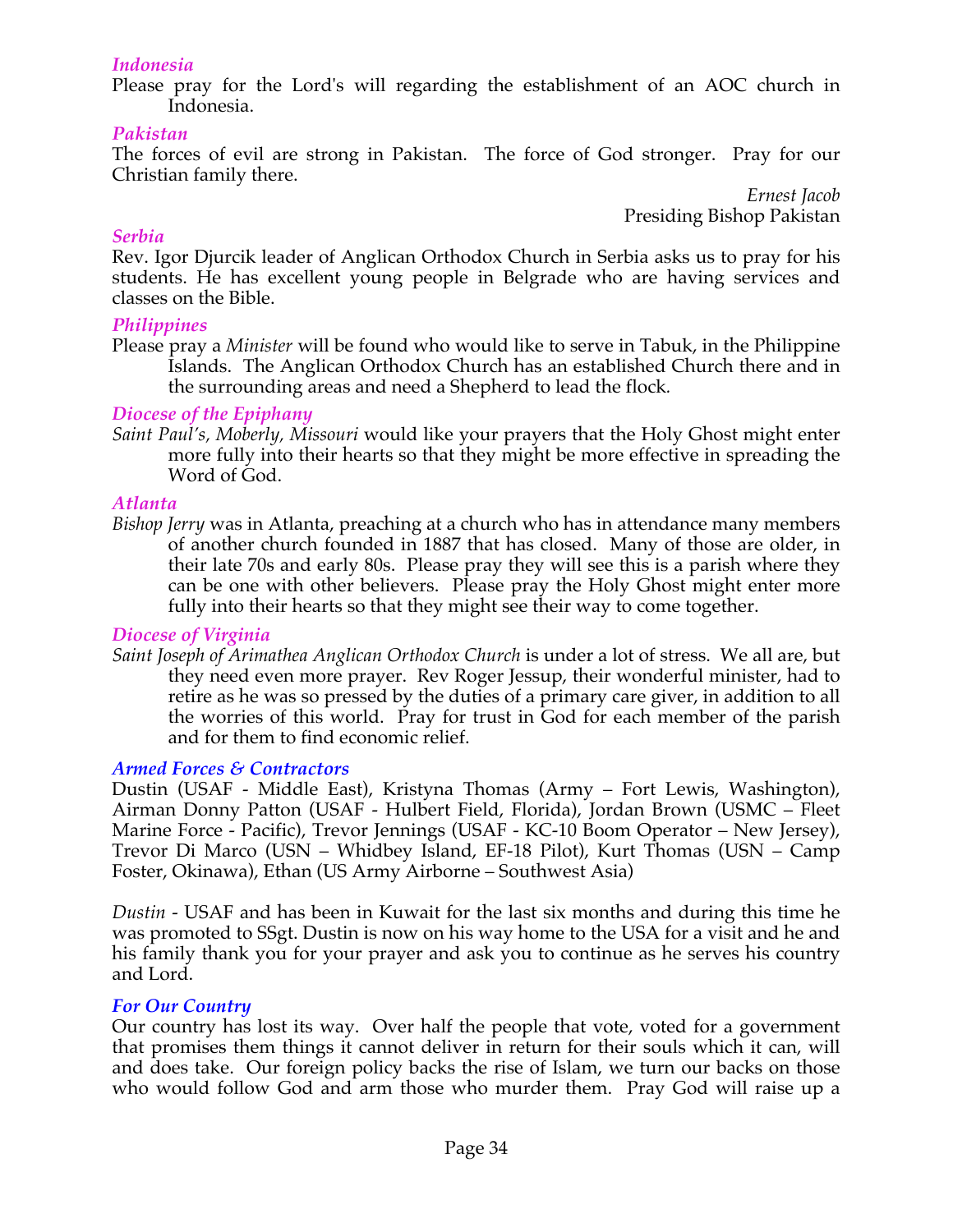### *Indonesia*

Please pray for the Lord's will regarding the establishment of an AOC church in Indonesia.

### *Pakistan*

The forces of evil are strong in Pakistan. The force of God stronger. Pray for our Christian family there.

*Ernest Jacob*
Presiding Bishop Pakistan

### *Serbia*

Rev. Igor Djurcik leader of Anglican Orthodox Church in Serbia asks us to pray for his students. He has excellent young people in Belgrade who are having services and classes on the Bible.

### *Philippines*

Please pray a *Minister* will be found who would like to serve in Tabuk, in the Philippine Islands. The Anglican Orthodox Church has an established Church there and in the surrounding areas and need a Shepherd to lead the flock.

### *Diocese of the Epiphany*

*Saint Paul's, Moberly, Missouri* would like your prayers that the Holy Ghost might enter more fully into their hearts so that they might be more effective in spreading the Word of God.

### *Atlanta*

*Bishop Jerry* was in Atlanta, preaching at a church who has in attendance many members of another church founded in 1887 that has closed. Many of those are older, in their late 70s and early 80s. Please pray they will see this is a parish where they can be one with other believers. Please pray the Holy Ghost might enter more fully into their hearts so that they might see their way to come together.

### *Diocese of Virginia*

*Saint Joseph of Arimathea Anglican Orthodox Church* is under a lot of stress. We all are, but they need even more prayer. Rev Roger Jessup, their wonderful minister, had to retire as he was so pressed by the duties of a primary care giver, in addition to all the worries of this world. Pray for trust in God for each member of the parish and for them to find economic relief.

### *Armed Forces & Contractors*

Dustin (USAF - Middle East), Kristyna Thomas (Army – Fort Lewis, Washington), Airman Donny Patton (USAF - Hulbert Field, Florida), Jordan Brown (USMC – Fleet Marine Force - Pacific), Trevor Jennings (USAF - KC-10 Boom Operator – New Jersey), Trevor Di Marco (USN – Whidbey Island, EF-18 Pilot), Kurt Thomas (USN – Camp Foster, Okinawa), Ethan (US Army Airborne – Southwest Asia)

*Dustin* - USAF and has been in Kuwait for the last six months and during this time he was promoted to SSgt. Dustin is now on his way home to the USA for a visit and he and his family thank you for your prayer and ask you to continue as he serves his country and Lord.

### *For Our Country*

Our country has lost its way. Over half the people that vote, voted for a government that promises them things it cannot deliver in return for their souls which it can, will and does take. Our foreign policy backs the rise of Islam, we turn our backs on those who would follow God and arm those who murder them. Pray God will raise up a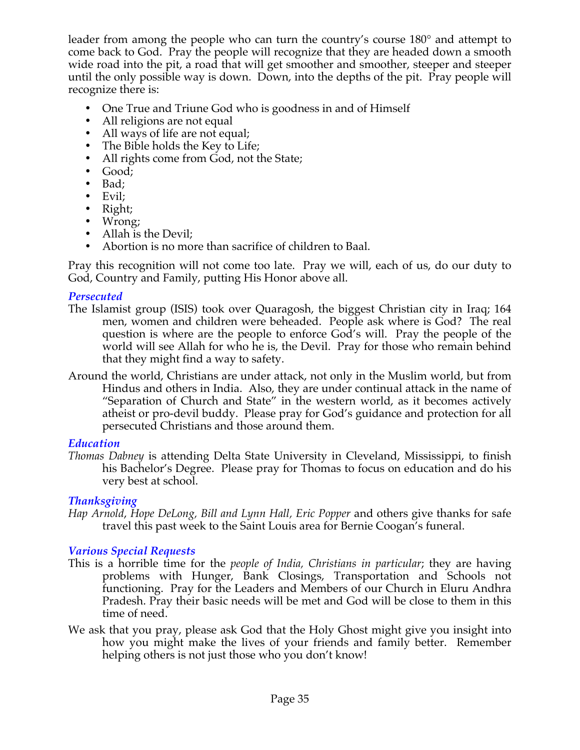leader from among the people who can turn the country's course 180° and attempt to come back to God. Pray the people will recognize that they are headed down a smooth wide road into the pit, a road that will get smoother and smoother, steeper and steeper until the only possible way is down. Down, into the depths of the pit. Pray people will recognize there is:

- One True and Triune God who is goodness in and of Himself
- All religions are not equal
- All ways of life are not equal;
- The Bible holds the Key to Life;
- All rights come from God, not the State;
- Good;
- Bad;
- Evil;
- Right;
- Wrong;
- Allah is the Devil;
- Abortion is no more than sacrifice of children to Baal.

Pray this recognition will not come too late. Pray we will, each of us, do our duty to God, Country and Family, putting His Honor above all.

### *Persecuted*

The Islamist group (ISIS) took over Quaragosh, the biggest Christian city in Iraq; 164 men, women and children were beheaded. People ask where is God? The real question is where are the people to enforce God's will. Pray the people of the world will see Allah for who he is, the Devil. Pray for those who remain behind that they might find a way to safety.

Around the world, Christians are under attack, not only in the Muslim world, but from Hindus and others in India. Also, they are under continual attack in the name of "Separation of Church and State" in the western world, as it becomes actively atheist or pro-devil buddy. Please pray for God's guidance and protection for all persecuted Christians and those around them.

### *Education*

*Thomas Dabney* is attending Delta State University in Cleveland, Mississippi, to finish his Bachelor's Degree. Please pray for Thomas to focus on education and do his very best at school.

### *Thanksgiving*

*Hap Arnold, Hope DeLong, Bill and Lynn Hall, Eric Popper* and others give thanks for safe travel this past week to the Saint Louis area for Bernie Coogan's funeral.

### *Various Special Requests*

This is a horrible time for the *people of India, Christians in particular*; they are having problems with Hunger, Bank Closings, Transportation and Schools not functioning. Pray for the Leaders and Members of our Church in Eluru Andhra Pradesh. Pray their basic needs will be met and God will be close to them in this time of need.

We ask that you pray, please ask God that the Holy Ghost might give you insight into how you might make the lives of your friends and family better. Remember helping others is not just those who you don't know!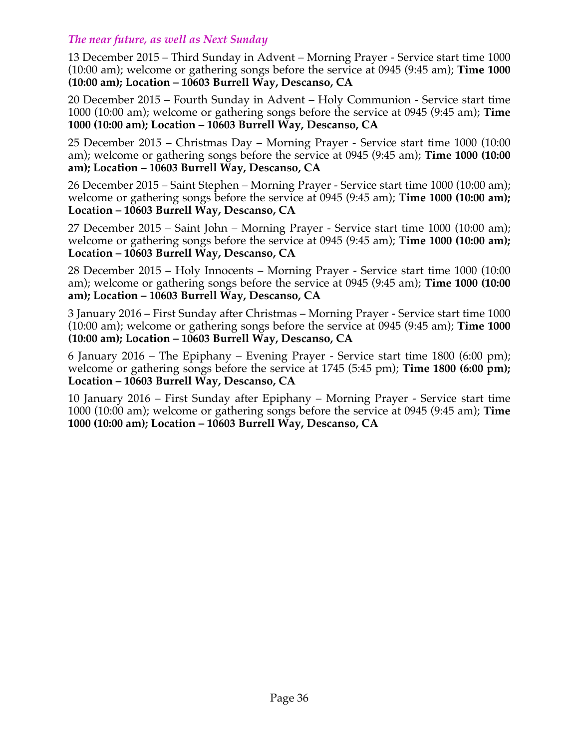*The near future, as well as Next Sunday*

13 December 2015 – Third Sunday in Advent – Morning Prayer - Service start time 1000 (10:00 am); welcome or gathering songs before the service at 0945 (9:45 am); **Time 1000 (10:00 am); Location – 10603 Burrell Way, Descanso, CA**

20 December 2015 – Fourth Sunday in Advent – Holy Communion - Service start time 1000 (10:00 am); welcome or gathering songs before the service at 0945 (9:45 am); **Time 1000 (10:00 am); Location – 10603 Burrell Way, Descanso, CA**

25 December 2015 – Christmas Day – Morning Prayer - Service start time 1000 (10:00 am); welcome or gathering songs before the service at 0945 (9:45 am); **Time 1000 (10:00 am); Location – 10603 Burrell Way, Descanso, CA**

26 December 2015 – Saint Stephen – Morning Prayer - Service start time 1000 (10:00 am); welcome or gathering songs before the service at 0945 (9:45 am); **Time 1000 (10:00 am); Location – 10603 Burrell Way, Descanso, CA**

27 December 2015 – Saint John – Morning Prayer - Service start time 1000 (10:00 am); welcome or gathering songs before the service at 0945 (9:45 am); **Time 1000 (10:00 am); Location – 10603 Burrell Way, Descanso, CA**

28 December 2015 – Holy Innocents – Morning Prayer - Service start time 1000 (10:00 am); welcome or gathering songs before the service at 0945 (9:45 am); **Time 1000 (10:00 am); Location – 10603 Burrell Way, Descanso, CA**

3 January 2016 – First Sunday after Christmas – Morning Prayer - Service start time 1000 (10:00 am); welcome or gathering songs before the service at 0945 (9:45 am); **Time 1000 (10:00 am); Location – 10603 Burrell Way, Descanso, CA**

6 January 2016 – The Epiphany – Evening Prayer - Service start time 1800 (6:00 pm); welcome or gathering songs before the service at 1745 (5:45 pm); **Time 1800 (6:00 pm); Location – 10603 Burrell Way, Descanso, CA**

10 January 2016 – First Sunday after Epiphany – Morning Prayer - Service start time 1000 (10:00 am); welcome or gathering songs before the service at 0945 (9:45 am); **Time 1000 (10:00 am); Location – 10603 Burrell Way, Descanso, CA**